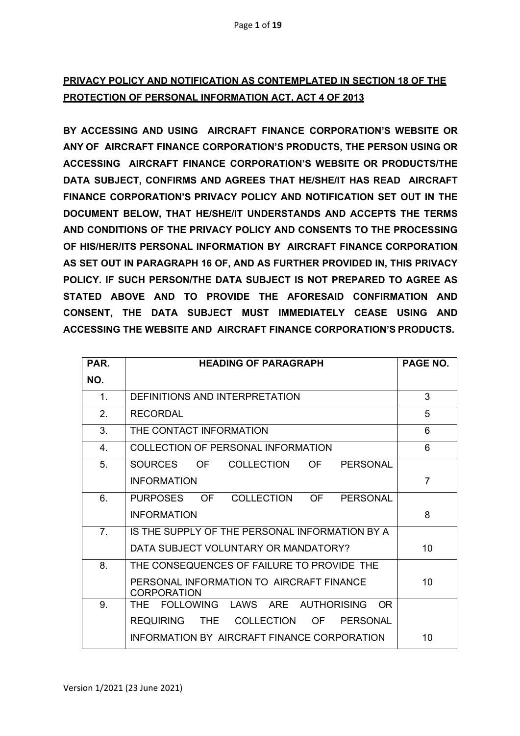**PRIVACY POLICY AND NOTIFICATION AS CONTEMPLATED IN SECTION 18 OF THE PROTECTION OF PERSONAL INFORMATION ACT, ACT 4 OF 2013**

**BY ACCESSING AND USING AIRCRAFT FINANCE CORPORATION'S WEBSITE OR ANY OF AIRCRAFT FINANCE CORPORATION'S PRODUCTS, THE PERSON USING OR ACCESSING AIRCRAFT FINANCE CORPORATION'S WEBSITE OR PRODUCTS/THE DATA SUBJECT, CONFIRMS AND AGREES THAT HE/SHE/IT HAS READ AIRCRAFT FINANCE CORPORATION'S PRIVACY POLICY AND NOTIFICATION SET OUT IN THE DOCUMENT BELOW, THAT HE/SHE/IT UNDERSTANDS AND ACCEPTS THE TERMS AND CONDITIONS OF THE PRIVACY POLICY AND CONSENTS TO THE PROCESSING OF HIS/HER/ITS PERSONAL INFORMATION BY AIRCRAFT FINANCE CORPORATION AS SET OUT IN PARAGRAPH 16 OF, AND AS FURTHER PROVIDED IN, THIS PRIVACY POLICY. IF SUCH PERSON/THE DATA SUBJECT IS NOT PREPARED TO AGREE AS STATED ABOVE AND TO PROVIDE THE AFORESAID CONFIRMATION AND CONSENT, THE DATA SUBJECT MUST IMMEDIATELY CEASE USING AND ACCESSING THE WEBSITE AND AIRCRAFT FINANCE CORPORATION'S PRODUCTS.**

| PAR. NO. | HEADING OF PARAGRAPH | PAGE NO. |
|---|---|---|
| 1. | DEFINITIONS AND INTERPRETATION | 3 |
| 2. | RECORDAL | 5 |
| 3. | THE CONTACT INFORMATION | 6 |
| 4. | COLLECTION OF PERSONAL INFORMATION | 6 |
| 5. | SOURCES OF COLLECTION OF PERSONAL INFORMATION | 7 |
| 6. | PURPOSES OF COLLECTION OF PERSONAL INFORMATION | 8 |
| 7. | IS THE SUPPLY OF THE PERSONAL INFORMATION BY A DATA SUBJECT VOLUNTARY OR MANDATORY? | 10 |
| 8. | THE CONSEQUENCES OF FAILURE TO PROVIDE THE PERSONAL INFORMATION TO AIRCRAFT FINANCE CORPORATION | 10 |
| 9. | THE FOLLOWING LAWS ARE AUTHORISING OR REQUIRING THE COLLECTION OF PERSONAL INFORMATION BY AIRCRAFT FINANCE CORPORATION | 10 |

Version 1/2021 (23 June 2021)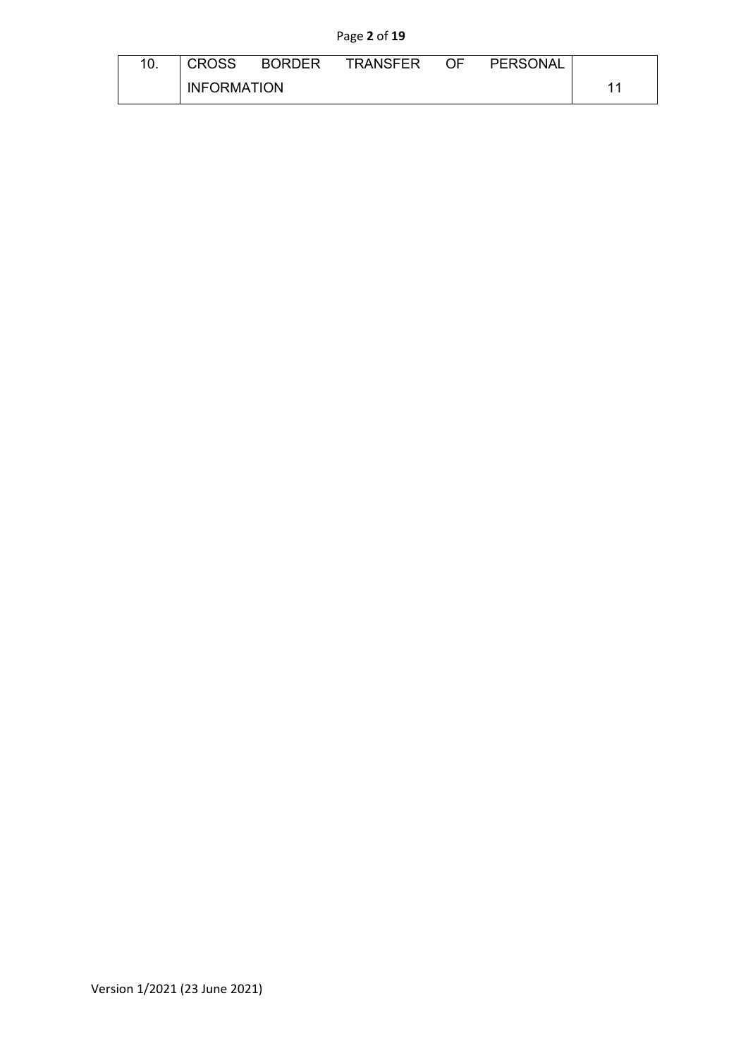| 10. | CROSS BORDER TRANSFER OF PERSONAL INFORMATION | 11 |
|---|---|---|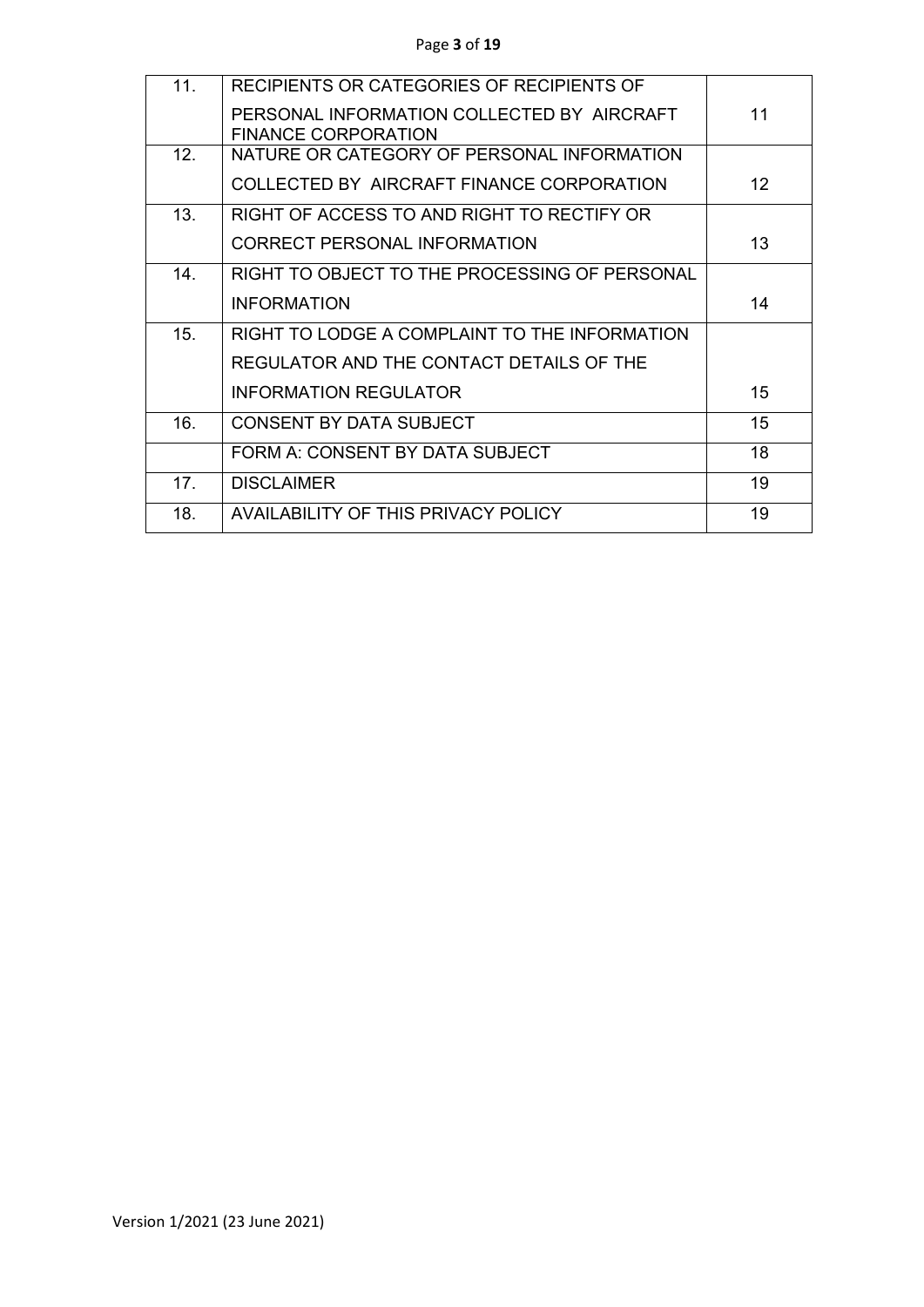| | | |
|---|---|---|
| 11. | RECIPIENTS OR CATEGORIES OF RECIPIENTS OF PERSONAL INFORMATION COLLECTED BY AIRCRAFT FINANCE CORPORATION | 11 |
| 12. | NATURE OR CATEGORY OF PERSONAL INFORMATION COLLECTED BY AIRCRAFT FINANCE CORPORATION | 12 |
| 13. | RIGHT OF ACCESS TO AND RIGHT TO RECTIFY OR CORRECT PERSONAL INFORMATION | 13 |
| 14. | RIGHT TO OBJECT TO THE PROCESSING OF PERSONAL INFORMATION | 14 |
| 15. | RIGHT TO LODGE A COMPLAINT TO THE INFORMATION REGULATOR AND THE CONTACT DETAILS OF THE INFORMATION REGULATOR | 15 |
| 16. | CONSENT BY DATA SUBJECT | 15 |
| | FORM A: CONSENT BY DATA SUBJECT | 18 |
| 17. | DISCLAIMER | 19 |
| 18. | AVAILABILITY OF THIS PRIVACY POLICY | 19 |

Version 1/2021 (23 June 2021)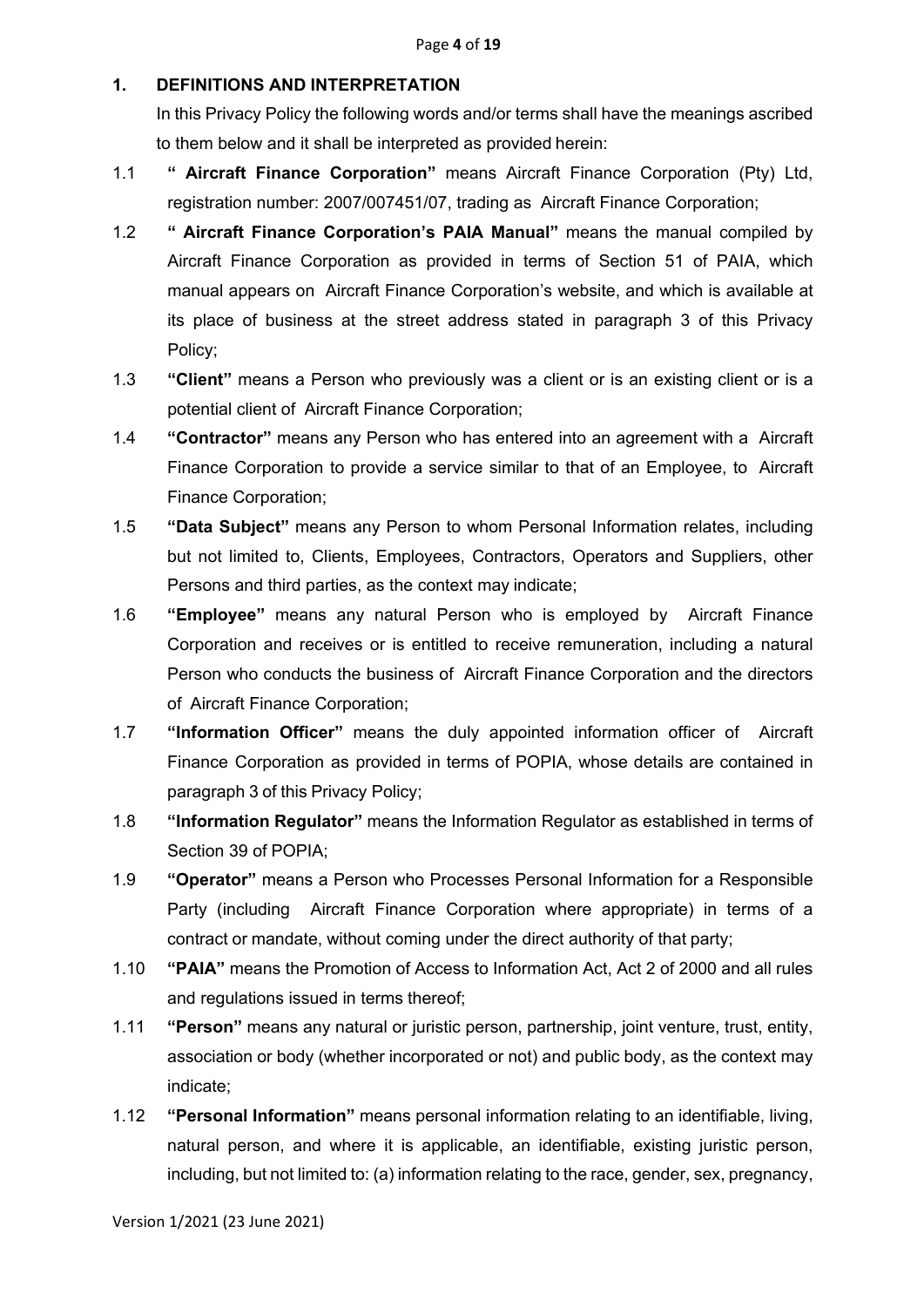## 1. DEFINITIONS AND INTERPRETATION

In this Privacy Policy the following words and/or terms shall have the meanings ascribed to them below and it shall be interpreted as provided herein:

1.1 **" Aircraft Finance Corporation"** means Aircraft Finance Corporation (Pty) Ltd, registration number: 2007/007451/07, trading as Aircraft Finance Corporation;

1.2 **" Aircraft Finance Corporation's PAIA Manual"** means the manual compiled by Aircraft Finance Corporation as provided in terms of Section 51 of PAIA, which manual appears on Aircraft Finance Corporation's website, and which is available at its place of business at the street address stated in paragraph 3 of this Privacy Policy;

1.3 **"Client"** means a Person who previously was a client or is an existing client or is a potential client of Aircraft Finance Corporation;

1.4 **"Contractor"** means any Person who has entered into an agreement with a Aircraft Finance Corporation to provide a service similar to that of an Employee, to Aircraft Finance Corporation;

1.5 **"Data Subject"** means any Person to whom Personal Information relates, including but not limited to, Clients, Employees, Contractors, Operators and Suppliers, other Persons and third parties, as the context may indicate;

1.6 **"Employee"** means any natural Person who is employed by Aircraft Finance Corporation and receives or is entitled to receive remuneration, including a natural Person who conducts the business of Aircraft Finance Corporation and the directors of Aircraft Finance Corporation;

1.7 **"Information Officer"** means the duly appointed information officer of Aircraft Finance Corporation as provided in terms of POPIA, whose details are contained in paragraph 3 of this Privacy Policy;

1.8 **"Information Regulator"** means the Information Regulator as established in terms of Section 39 of POPIA;

1.9 **"Operator"** means a Person who Processes Personal Information for a Responsible Party (including Aircraft Finance Corporation where appropriate) in terms of a contract or mandate, without coming under the direct authority of that party;

1.10 **"PAIA"** means the Promotion of Access to Information Act, Act 2 of 2000 and all rules and regulations issued in terms thereof;

1.11 **"Person"** means any natural or juristic person, partnership, joint venture, trust, entity, association or body (whether incorporated or not) and public body, as the context may indicate;

1.12 **"Personal Information"** means personal information relating to an identifiable, living, natural person, and where it is applicable, an identifiable, existing juristic person, including, but not limited to: (a) information relating to the race, gender, sex, pregnancy,

Version 1/2021 (23 June 2021)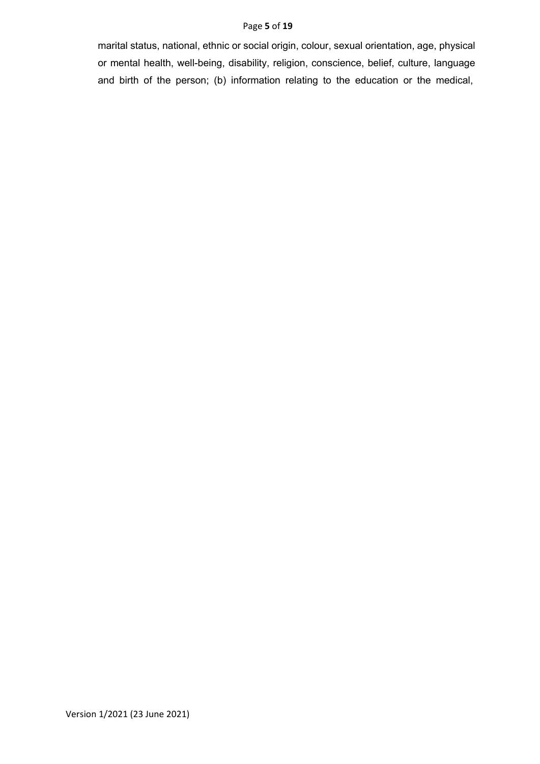marital status, national, ethnic or social origin, colour, sexual orientation, age, physical or mental health, well-being, disability, religion, conscience, belief, culture, language and birth of the person; (b) information relating to the education or the medical,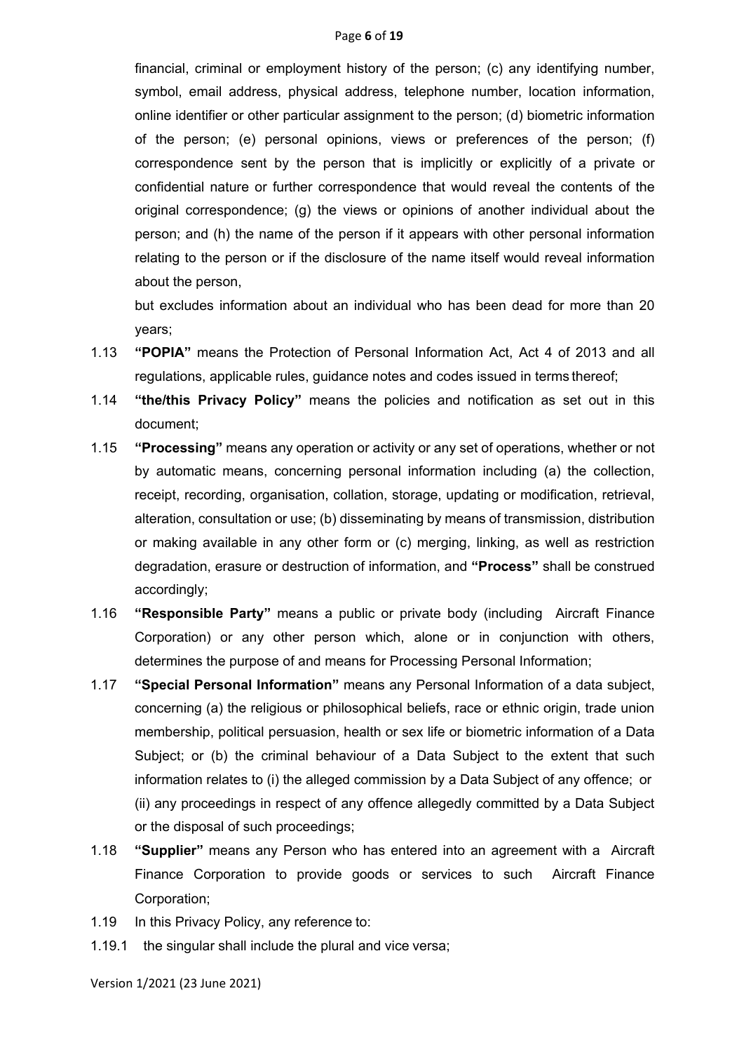financial, criminal or employment history of the person; (c) any identifying number, symbol, email address, physical address, telephone number, location information, online identifier or other particular assignment to the person; (d) biometric information of the person; (e) personal opinions, views or preferences of the person; (f) correspondence sent by the person that is implicitly or explicitly of a private or confidential nature or further correspondence that would reveal the contents of the original correspondence; (g) the views or opinions of another individual about the person; and (h) the name of the person if it appears with other personal information relating to the person or if the disclosure of the name itself would reveal information about the person,

but excludes information about an individual who has been dead for more than 20 years;

1.13 **"POPIA"** means the Protection of Personal Information Act, Act 4 of 2013 and all regulations, applicable rules, guidance notes and codes issued in terms thereof;

1.14 **"the/this Privacy Policy"** means the policies and notification as set out in this document;

1.15 **"Processing"** means any operation or activity or any set of operations, whether or not by automatic means, concerning personal information including (a) the collection, receipt, recording, organisation, collation, storage, updating or modification, retrieval, alteration, consultation or use; (b) disseminating by means of transmission, distribution or making available in any other form or (c) merging, linking, as well as restriction degradation, erasure or destruction of information, and **"Process"** shall be construed accordingly;

1.16 **"Responsible Party"** means a public or private body (including Aircraft Finance Corporation) or any other person which, alone or in conjunction with others, determines the purpose of and means for Processing Personal Information;

1.17 **"Special Personal Information"** means any Personal Information of a data subject, concerning (a) the religious or philosophical beliefs, race or ethnic origin, trade union membership, political persuasion, health or sex life or biometric information of a Data Subject; or (b) the criminal behaviour of a Data Subject to the extent that such information relates to (i) the alleged commission by a Data Subject of any offence; or (ii) any proceedings in respect of any offence allegedly committed by a Data Subject or the disposal of such proceedings;

1.18 **"Supplier"** means any Person who has entered into an agreement with a Aircraft Finance Corporation to provide goods or services to such Aircraft Finance Corporation;

1.19 In this Privacy Policy, any reference to:

1.19.1 the singular shall include the plural and vice versa;

Version 1/2021 (23 June 2021)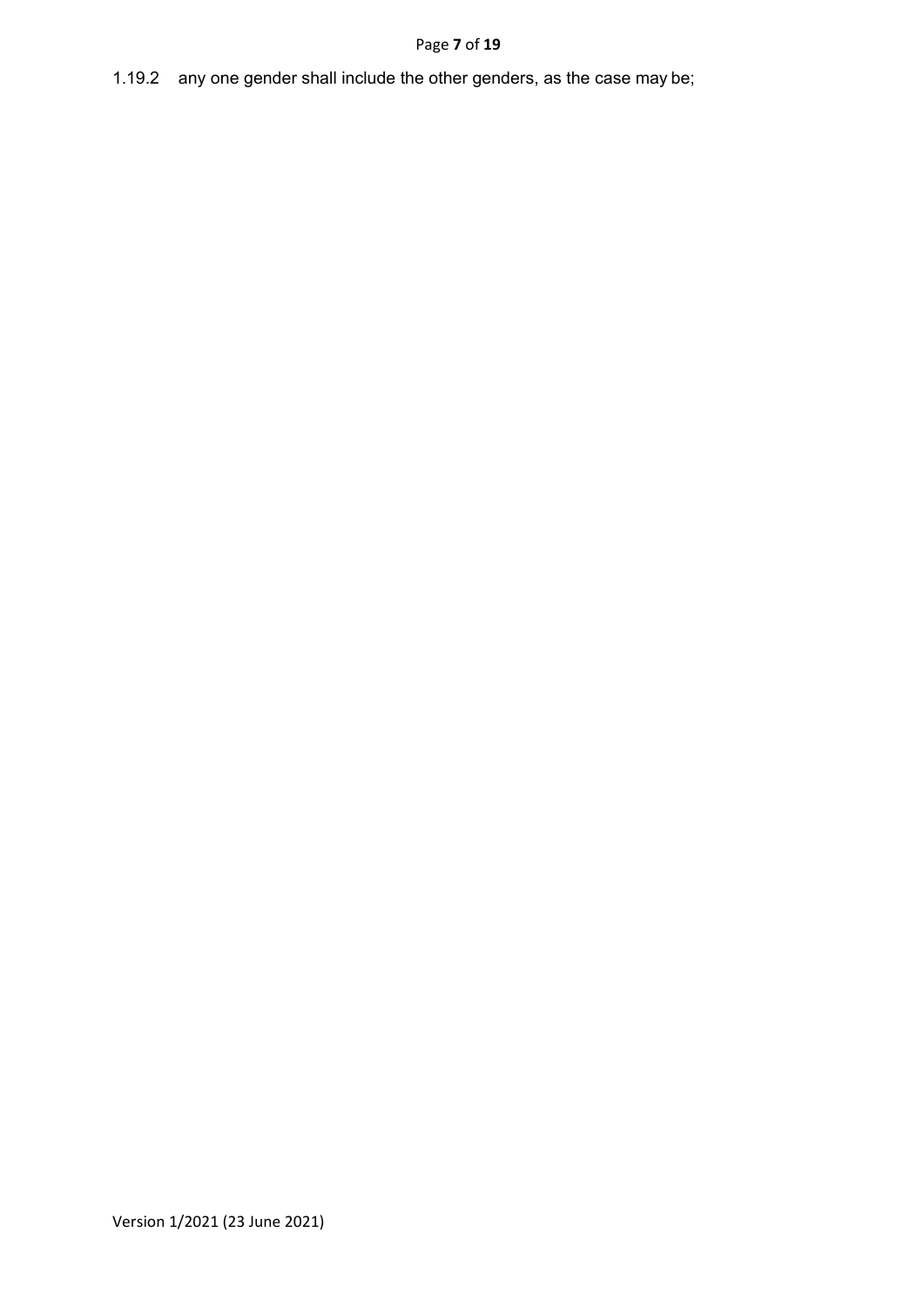1.19.2 any one gender shall include the other genders, as the case may be;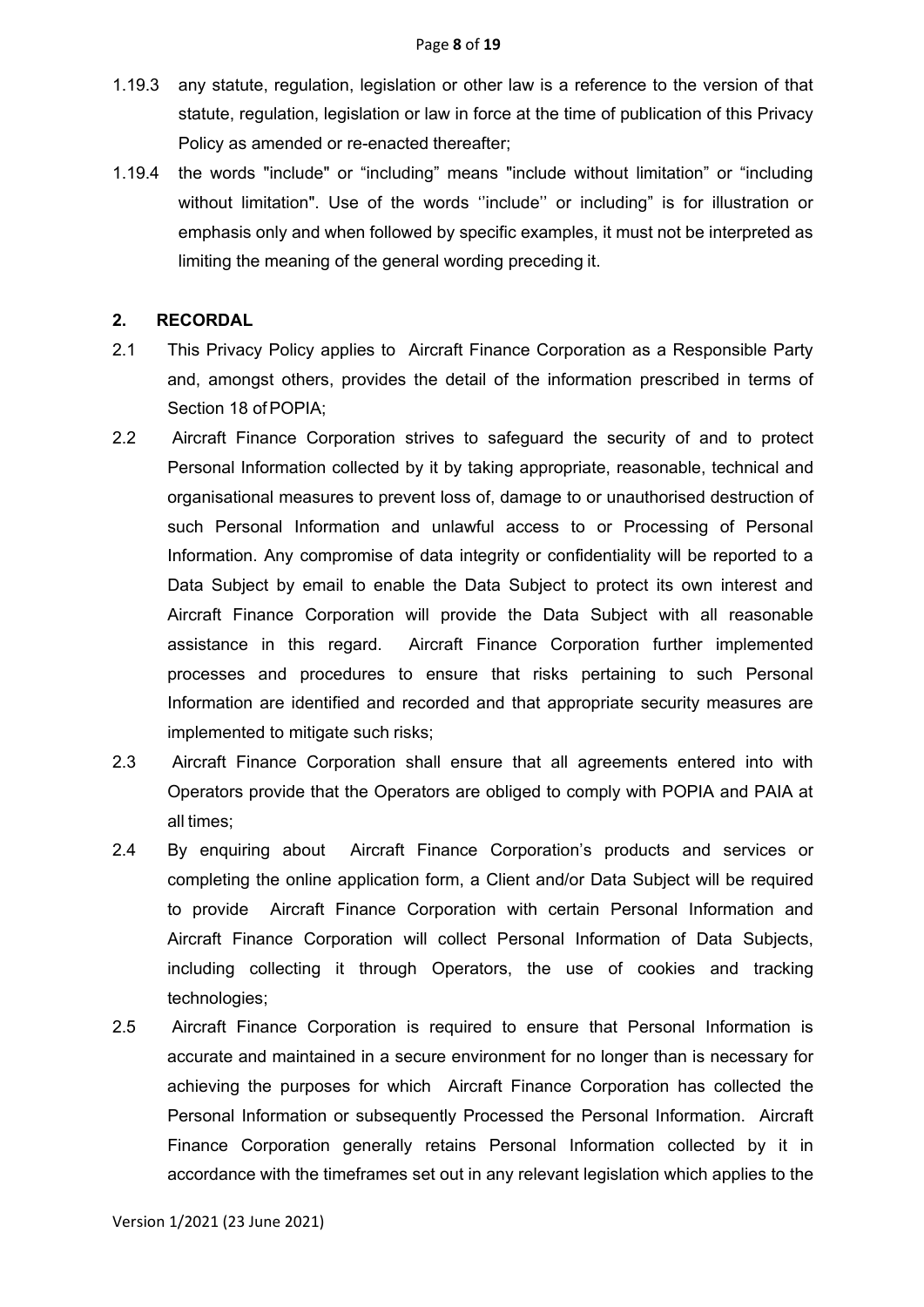1.19.3 any statute, regulation, legislation or other law is a reference to the version of that statute, regulation, legislation or law in force at the time of publication of this Privacy Policy as amended or re-enacted thereafter;

1.19.4 the words "include" or "including" means "include without limitation" or "including without limitation". Use of the words ''include'' or including" is for illustration or emphasis only and when followed by specific examples, it must not be interpreted as limiting the meaning of the general wording preceding it.

## 2. RECORDAL

2.1 This Privacy Policy applies to Aircraft Finance Corporation as a Responsible Party and, amongst others, provides the detail of the information prescribed in terms of Section 18 of POPIA;

2.2 Aircraft Finance Corporation strives to safeguard the security of and to protect Personal Information collected by it by taking appropriate, reasonable, technical and organisational measures to prevent loss of, damage to or unauthorised destruction of such Personal Information and unlawful access to or Processing of Personal Information. Any compromise of data integrity or confidentiality will be reported to a Data Subject by email to enable the Data Subject to protect its own interest and Aircraft Finance Corporation will provide the Data Subject with all reasonable assistance in this regard. Aircraft Finance Corporation further implemented processes and procedures to ensure that risks pertaining to such Personal Information are identified and recorded and that appropriate security measures are implemented to mitigate such risks;

2.3 Aircraft Finance Corporation shall ensure that all agreements entered into with Operators provide that the Operators are obliged to comply with POPIA and PAIA at all times;

2.4 By enquiring about Aircraft Finance Corporation's products and services or completing the online application form, a Client and/or Data Subject will be required to provide Aircraft Finance Corporation with certain Personal Information and Aircraft Finance Corporation will collect Personal Information of Data Subjects, including collecting it through Operators, the use of cookies and tracking technologies;

2.5 Aircraft Finance Corporation is required to ensure that Personal Information is accurate and maintained in a secure environment for no longer than is necessary for achieving the purposes for which Aircraft Finance Corporation has collected the Personal Information or subsequently Processed the Personal Information. Aircraft Finance Corporation generally retains Personal Information collected by it in accordance with the timeframes set out in any relevant legislation which applies to the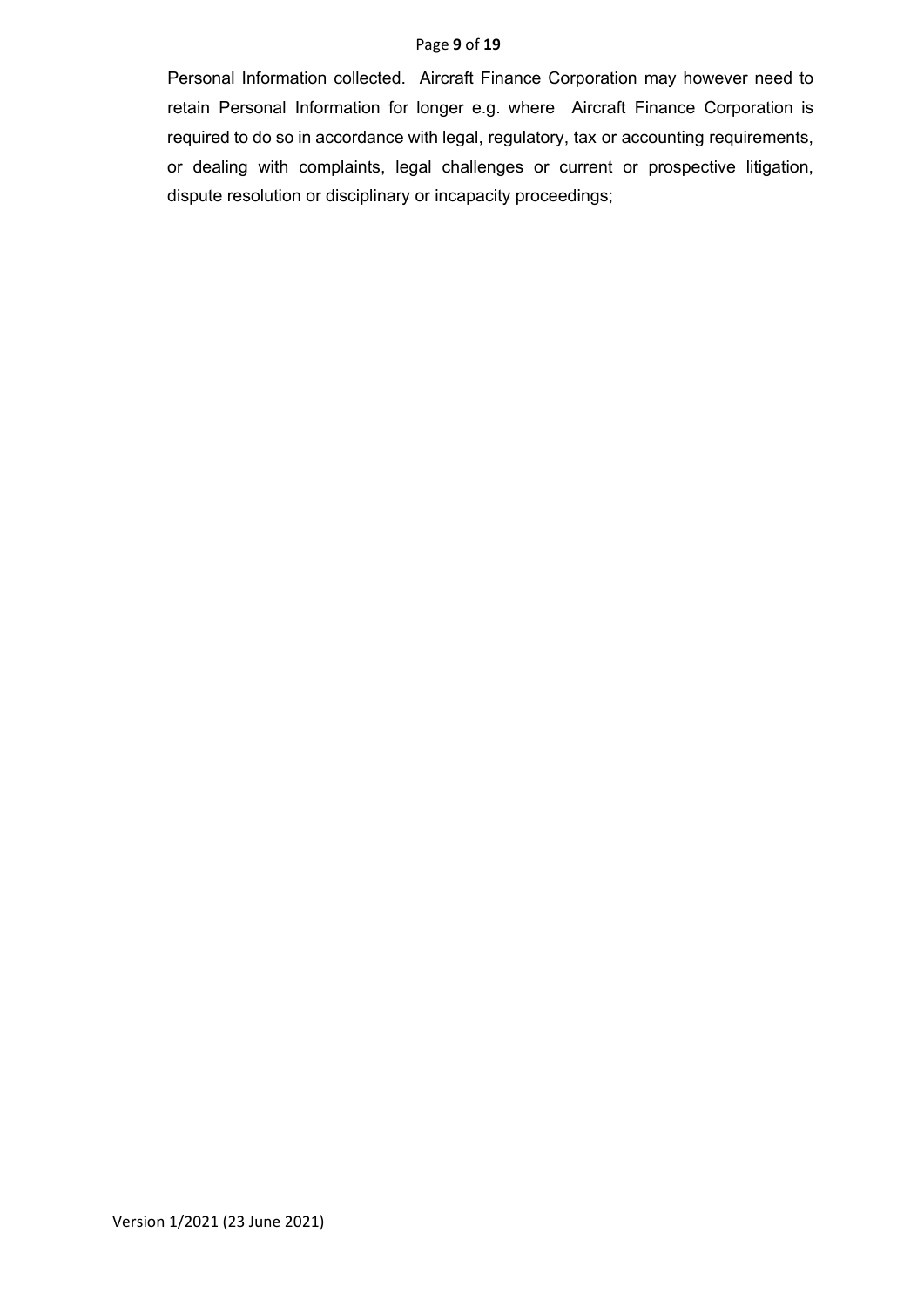Personal Information collected. Aircraft Finance Corporation may however need to retain Personal Information for longer e.g. where Aircraft Finance Corporation is required to do so in accordance with legal, regulatory, tax or accounting requirements, or dealing with complaints, legal challenges or current or prospective litigation, dispute resolution or disciplinary or incapacity proceedings;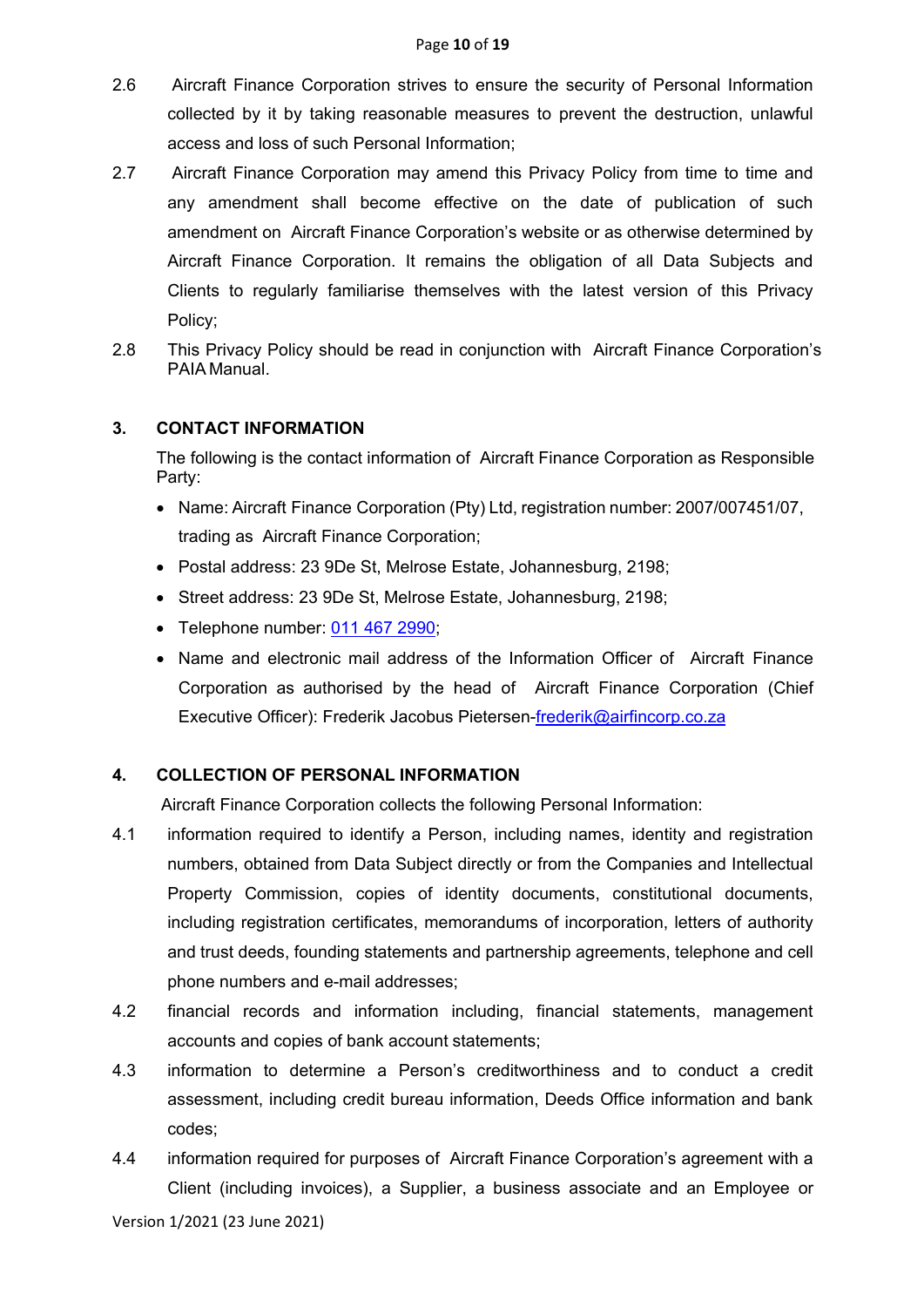2.6 Aircraft Finance Corporation strives to ensure the security of Personal Information collected by it by taking reasonable measures to prevent the destruction, unlawful access and loss of such Personal Information;

2.7 Aircraft Finance Corporation may amend this Privacy Policy from time to time and any amendment shall become effective on the date of publication of such amendment on Aircraft Finance Corporation's website or as otherwise determined by Aircraft Finance Corporation. It remains the obligation of all Data Subjects and Clients to regularly familiarise themselves with the latest version of this Privacy Policy;

2.8 This Privacy Policy should be read in conjunction with Aircraft Finance Corporation's PAIA Manual.

## 3. CONTACT INFORMATION

The following is the contact information of Aircraft Finance Corporation as Responsible Party:

- Name: Aircraft Finance Corporation (Pty) Ltd, registration number: 2007/007451/07, trading as Aircraft Finance Corporation;
- Postal address: 23 9De St, Melrose Estate, Johannesburg, 2198;
- Street address: 23 9De St, Melrose Estate, Johannesburg, 2198;
- Telephone number: 011 467 2990;
- Name and electronic mail address of the Information Officer of Aircraft Finance Corporation as authorised by the head of Aircraft Finance Corporation (Chief Executive Officer): Frederik Jacobus Pietersen-frederik@airfincorp.co.za

## 4. COLLECTION OF PERSONAL INFORMATION

Aircraft Finance Corporation collects the following Personal Information:

4.1 information required to identify a Person, including names, identity and registration numbers, obtained from Data Subject directly or from the Companies and Intellectual Property Commission, copies of identity documents, constitutional documents, including registration certificates, memorandums of incorporation, letters of authority and trust deeds, founding statements and partnership agreements, telephone and cell phone numbers and e-mail addresses;

4.2 financial records and information including, financial statements, management accounts and copies of bank account statements;

4.3 information to determine a Person's creditworthiness and to conduct a credit assessment, including credit bureau information, Deeds Office information and bank codes;

4.4 information required for purposes of Aircraft Finance Corporation's agreement with a Client (including invoices), a Supplier, a business associate and an Employee or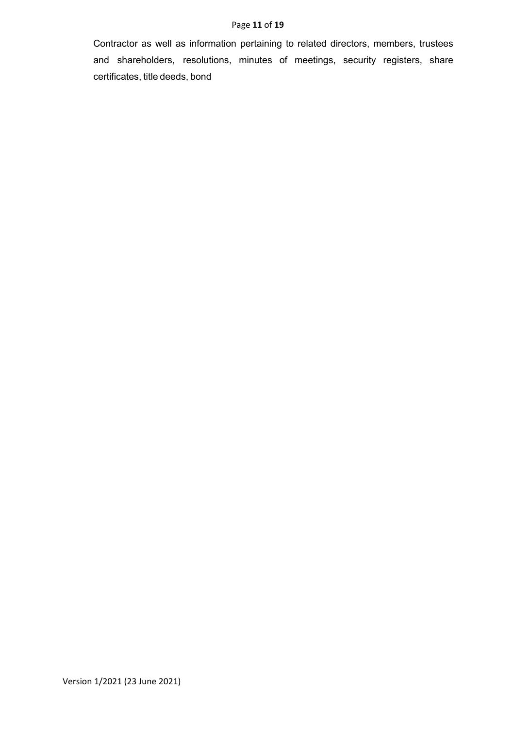Contractor as well as information pertaining to related directors, members, trustees and shareholders, resolutions, minutes of meetings, security registers, share certificates, title deeds, bond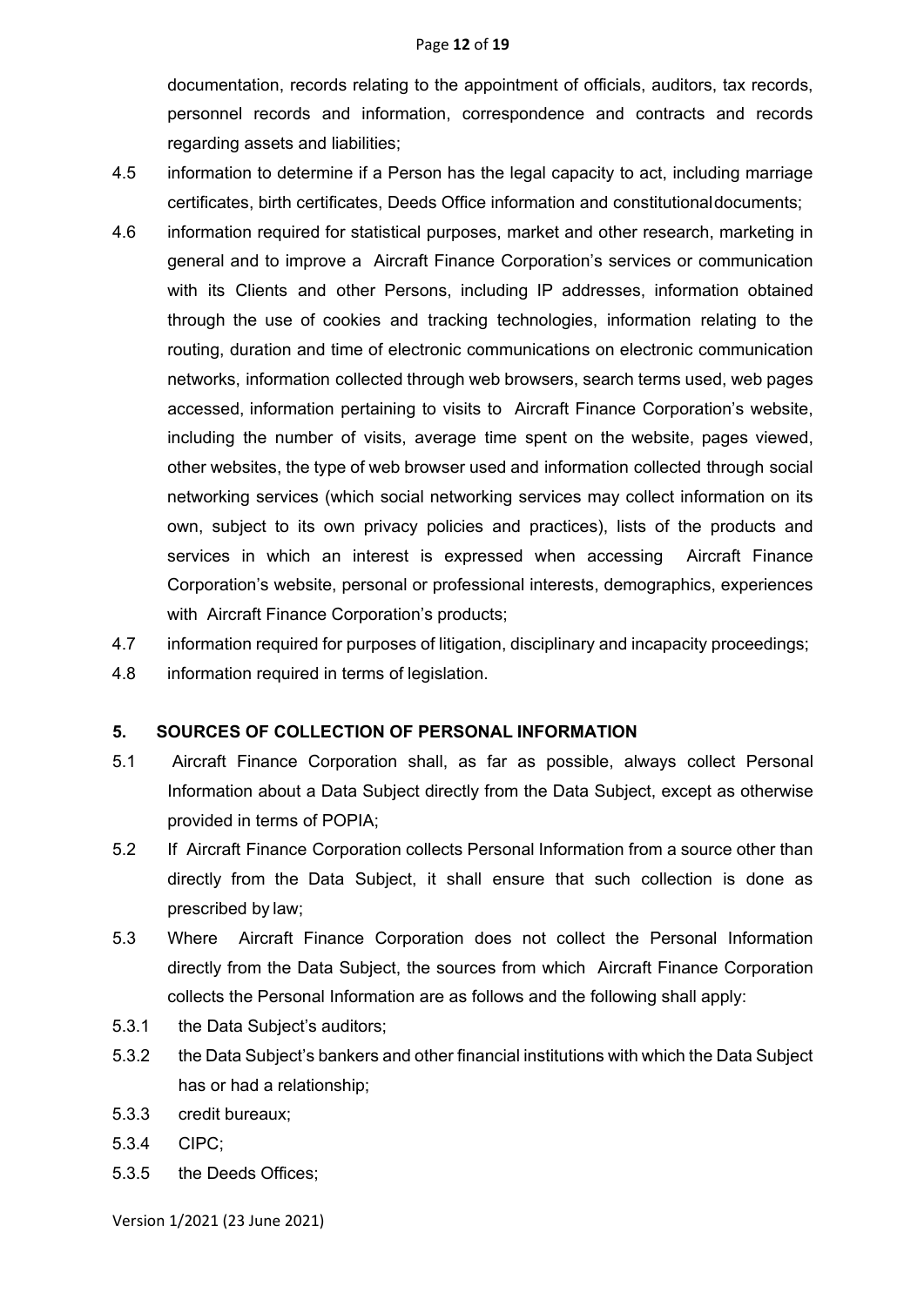documentation, records relating to the appointment of officials, auditors, tax records, personnel records and information, correspondence and contracts and records regarding assets and liabilities;

4.5 information to determine if a Person has the legal capacity to act, including marriage certificates, birth certificates, Deeds Office information and constitutional documents;

4.6 information required for statistical purposes, market and other research, marketing in general and to improve a Aircraft Finance Corporation's services or communication with its Clients and other Persons, including IP addresses, information obtained through the use of cookies and tracking technologies, information relating to the routing, duration and time of electronic communications on electronic communication networks, information collected through web browsers, search terms used, web pages accessed, information pertaining to visits to Aircraft Finance Corporation's website, including the number of visits, average time spent on the website, pages viewed, other websites, the type of web browser used and information collected through social networking services (which social networking services may collect information on its own, subject to its own privacy policies and practices), lists of the products and services in which an interest is expressed when accessing Aircraft Finance Corporation's website, personal or professional interests, demographics, experiences with Aircraft Finance Corporation's products;

4.7 information required for purposes of litigation, disciplinary and incapacity proceedings;

4.8 information required in terms of legislation.

## 5. SOURCES OF COLLECTION OF PERSONAL INFORMATION

5.1 Aircraft Finance Corporation shall, as far as possible, always collect Personal Information about a Data Subject directly from the Data Subject, except as otherwise provided in terms of POPIA;

5.2 If Aircraft Finance Corporation collects Personal Information from a source other than directly from the Data Subject, it shall ensure that such collection is done as prescribed by law;

5.3 Where Aircraft Finance Corporation does not collect the Personal Information directly from the Data Subject, the sources from which Aircraft Finance Corporation collects the Personal Information are as follows and the following shall apply:

5.3.1 the Data Subject's auditors;

5.3.2 the Data Subject's bankers and other financial institutions with which the Data Subject has or had a relationship;

5.3.3 credit bureaux;

5.3.4 CIPC;

5.3.5 the Deeds Offices;

Version 1/2021 (23 June 2021)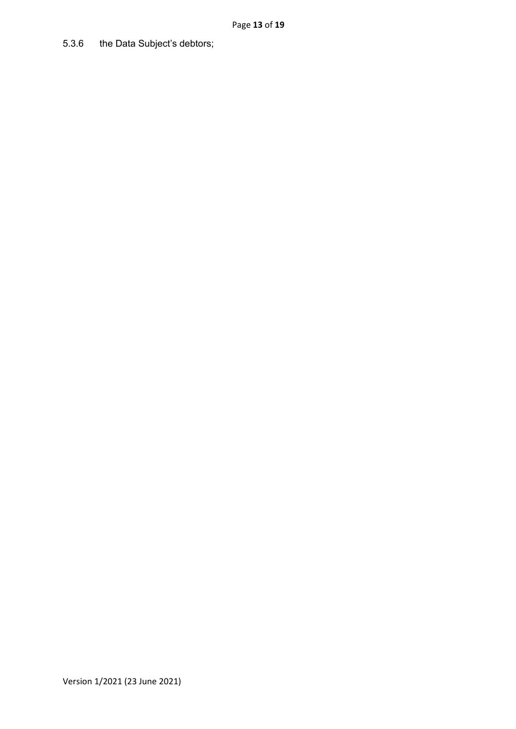5.3.6 the Data Subject's debtors;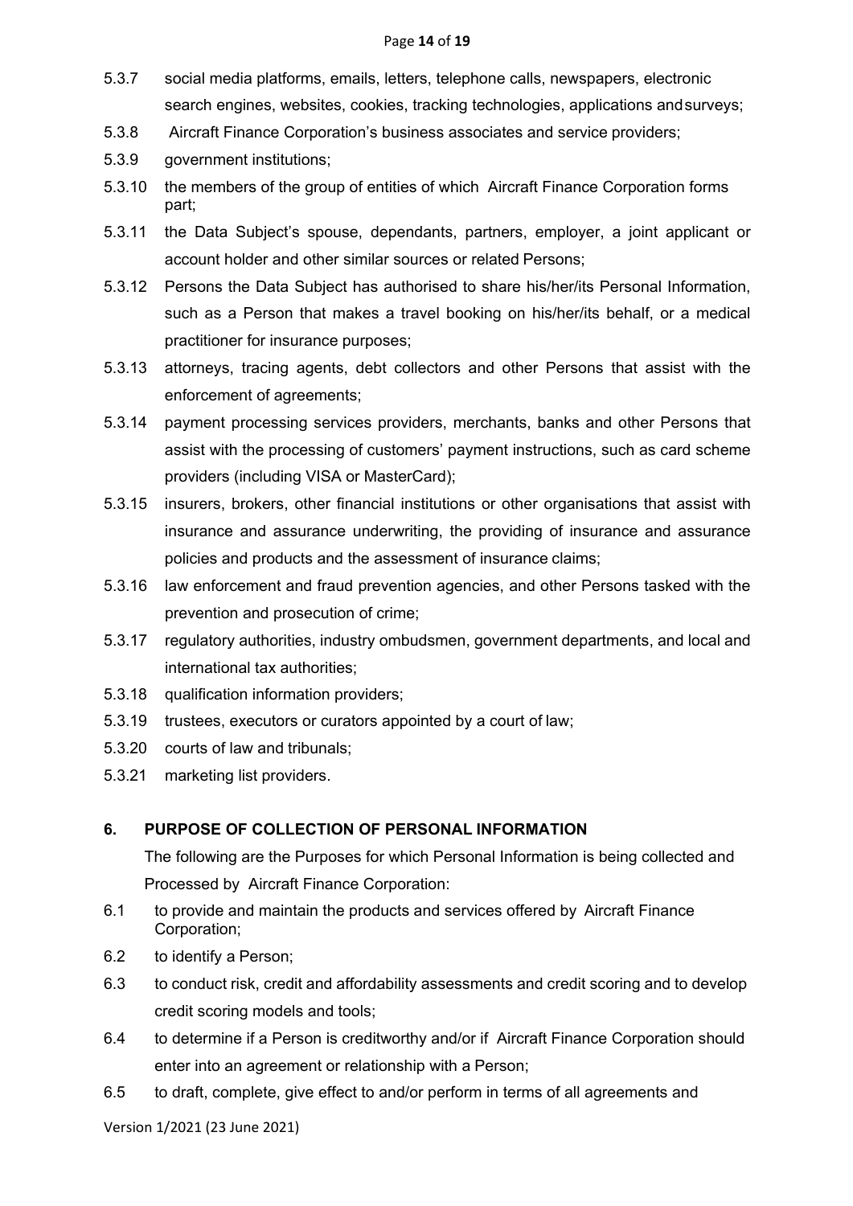5.3.7 social media platforms, emails, letters, telephone calls, newspapers, electronic search engines, websites, cookies, tracking technologies, applications and surveys;

5.3.8 Aircraft Finance Corporation's business associates and service providers;

5.3.9 government institutions;

5.3.10 the members of the group of entities of which Aircraft Finance Corporation forms part;

5.3.11 the Data Subject's spouse, dependants, partners, employer, a joint applicant or account holder and other similar sources or related Persons;

5.3.12 Persons the Data Subject has authorised to share his/her/its Personal Information, such as a Person that makes a travel booking on his/her/its behalf, or a medical practitioner for insurance purposes;

5.3.13 attorneys, tracing agents, debt collectors and other Persons that assist with the enforcement of agreements;

5.3.14 payment processing services providers, merchants, banks and other Persons that assist with the processing of customers' payment instructions, such as card scheme providers (including VISA or MasterCard);

5.3.15 insurers, brokers, other financial institutions or other organisations that assist with insurance and assurance underwriting, the providing of insurance and assurance policies and products and the assessment of insurance claims;

5.3.16 law enforcement and fraud prevention agencies, and other Persons tasked with the prevention and prosecution of crime;

5.3.17 regulatory authorities, industry ombudsmen, government departments, and local and international tax authorities;

5.3.18 qualification information providers;

5.3.19 trustees, executors or curators appointed by a court of law;

5.3.20 courts of law and tribunals;

5.3.21 marketing list providers.

## 6. PURPOSE OF COLLECTION OF PERSONAL INFORMATION

The following are the Purposes for which Personal Information is being collected and Processed by Aircraft Finance Corporation:

6.1 to provide and maintain the products and services offered by Aircraft Finance Corporation;

6.2 to identify a Person;

6.3 to conduct risk, credit and affordability assessments and credit scoring and to develop credit scoring models and tools;

6.4 to determine if a Person is creditworthy and/or if Aircraft Finance Corporation should enter into an agreement or relationship with a Person;

6.5 to draft, complete, give effect to and/or perform in terms of all agreements and

Version 1/2021 (23 June 2021)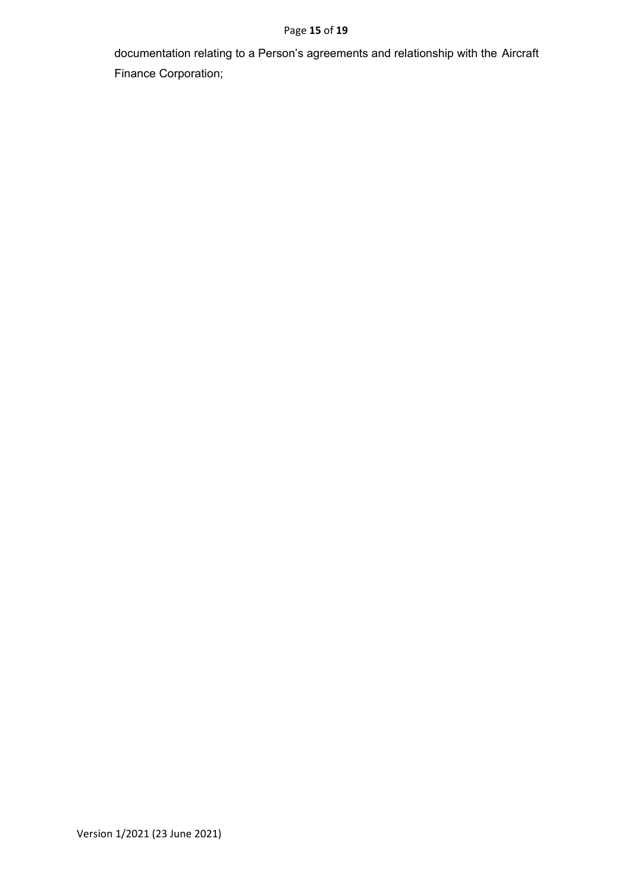documentation relating to a Person's agreements and relationship with the Aircraft Finance Corporation;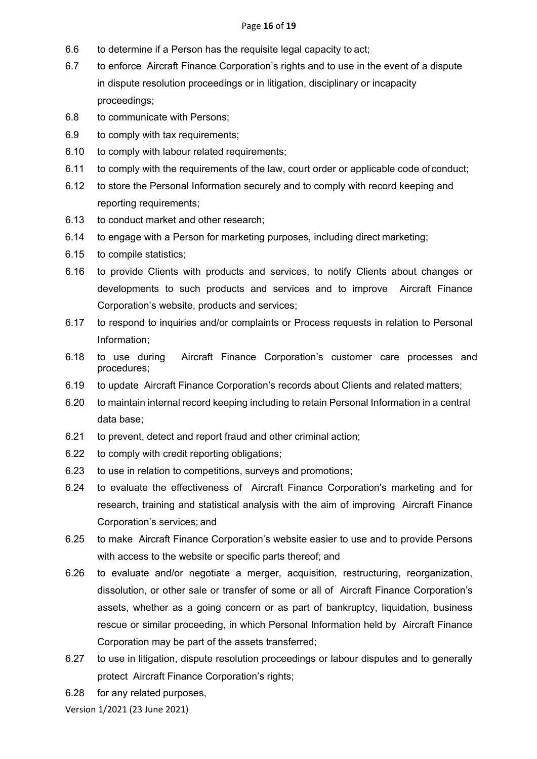6.6 to determine if a Person has the requisite legal capacity to act;

6.7 to enforce Aircraft Finance Corporation's rights and to use in the event of a dispute in dispute resolution proceedings or in litigation, disciplinary or incapacity proceedings;

6.8 to communicate with Persons;

6.9 to comply with tax requirements;

6.10 to comply with labour related requirements;

6.11 to comply with the requirements of the law, court order or applicable code of conduct;

6.12 to store the Personal Information securely and to comply with record keeping and reporting requirements;

6.13 to conduct market and other research;

6.14 to engage with a Person for marketing purposes, including direct marketing;

6.15 to compile statistics;

6.16 to provide Clients with products and services, to notify Clients about changes or developments to such products and services and to improve Aircraft Finance Corporation's website, products and services;

6.17 to respond to inquiries and/or complaints or Process requests in relation to Personal Information;

6.18 to use during Aircraft Finance Corporation's customer care processes and procedures;

6.19 to update Aircraft Finance Corporation's records about Clients and related matters;

6.20 to maintain internal record keeping including to retain Personal Information in a central data base;

6.21 to prevent, detect and report fraud and other criminal action;

6.22 to comply with credit reporting obligations;

6.23 to use in relation to competitions, surveys and promotions;

6.24 to evaluate the effectiveness of Aircraft Finance Corporation's marketing and for research, training and statistical analysis with the aim of improving Aircraft Finance Corporation's services; and

6.25 to make Aircraft Finance Corporation's website easier to use and to provide Persons with access to the website or specific parts thereof; and

6.26 to evaluate and/or negotiate a merger, acquisition, restructuring, reorganization, dissolution, or other sale or transfer of some or all of Aircraft Finance Corporation's assets, whether as a going concern or as part of bankruptcy, liquidation, business rescue or similar proceeding, in which Personal Information held by Aircraft Finance Corporation may be part of the assets transferred;

6.27 to use in litigation, dispute resolution proceedings or labour disputes and to generally protect Aircraft Finance Corporation's rights;

6.28 for any related purposes,

Version 1/2021 (23 June 2021)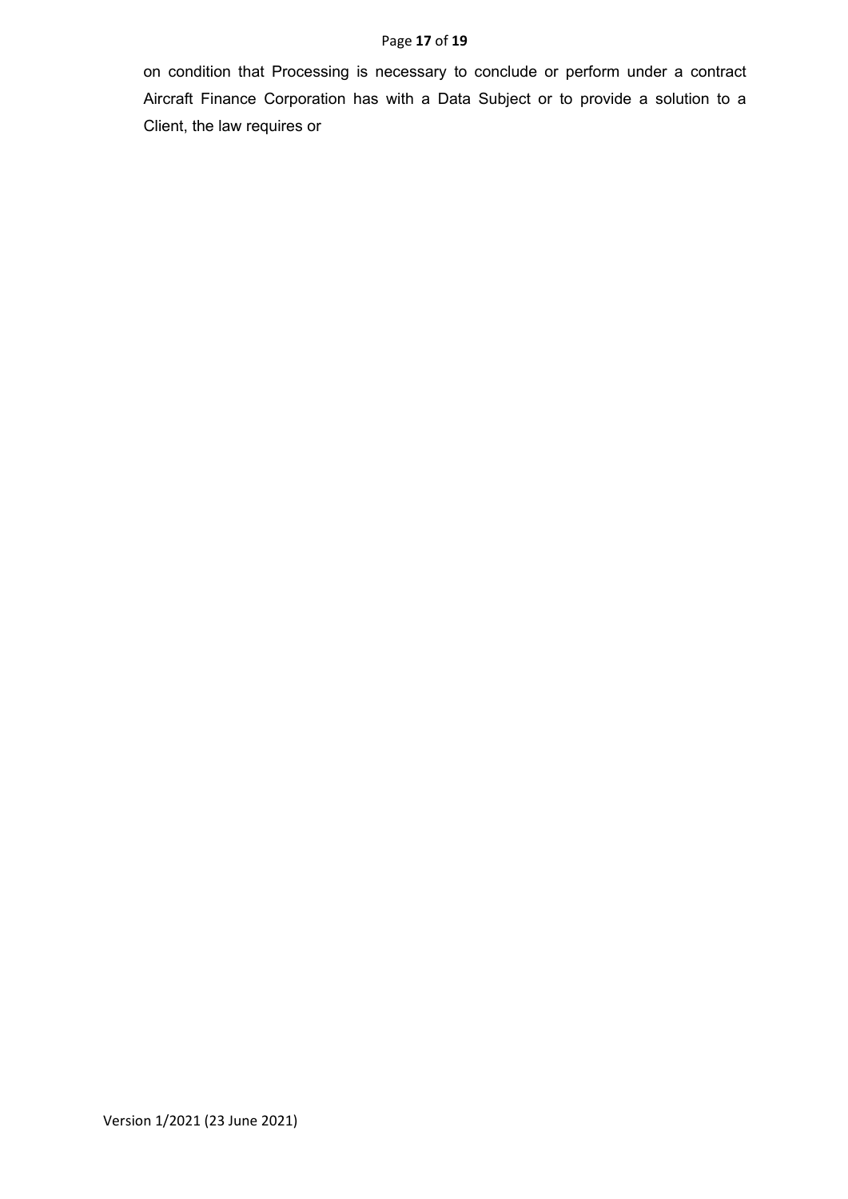on condition that Processing is necessary to conclude or perform under a contract Aircraft Finance Corporation has with a Data Subject or to provide a solution to a Client, the law requires or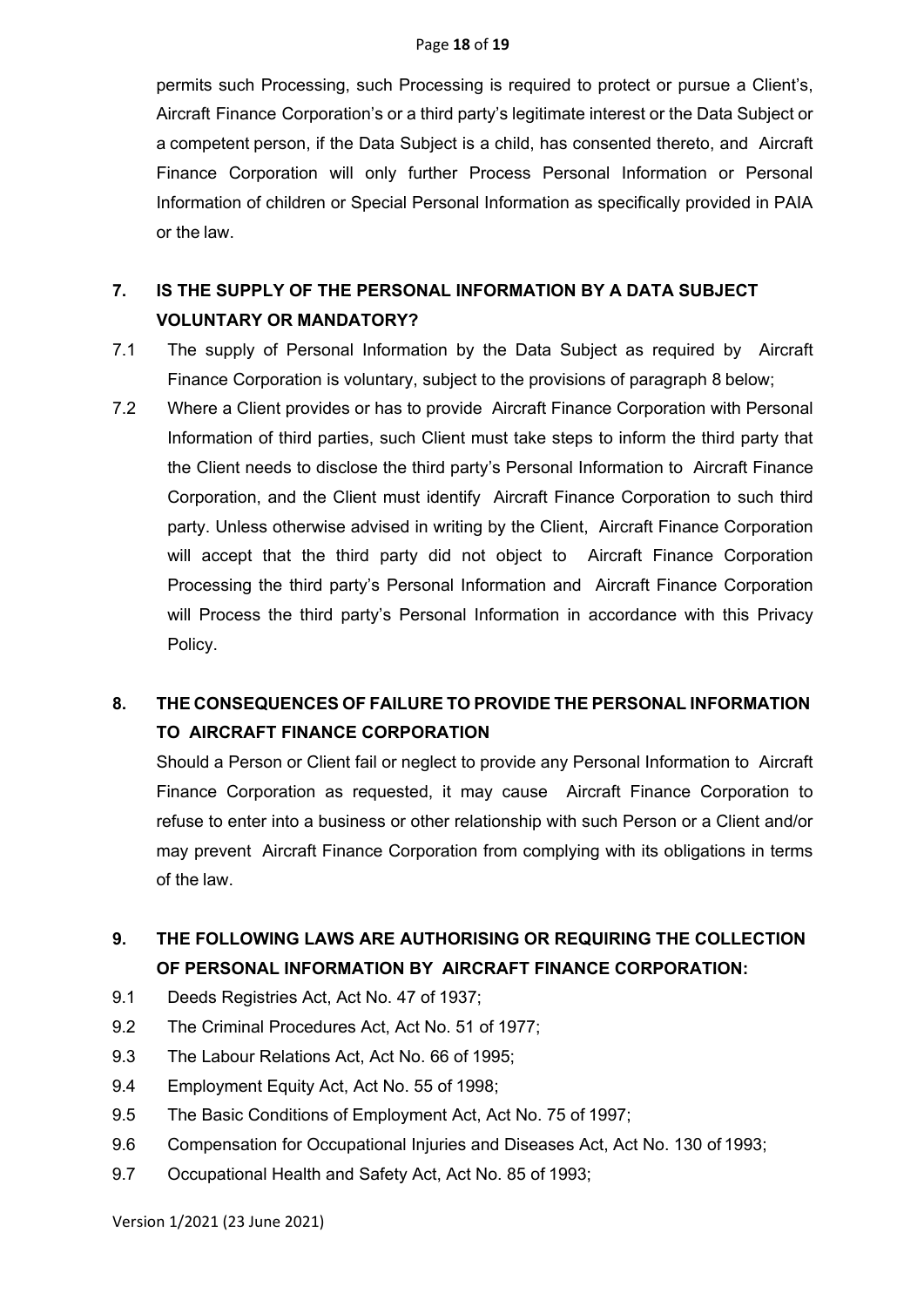permits such Processing, such Processing is required to protect or pursue a Client's, Aircraft Finance Corporation's or a third party's legitimate interest or the Data Subject or a competent person, if the Data Subject is a child, has consented thereto, and Aircraft Finance Corporation will only further Process Personal Information or Personal Information of children or Special Personal Information as specifically provided in PAIA or the law.

## 7. IS THE SUPPLY OF THE PERSONAL INFORMATION BY A DATA SUBJECT VOLUNTARY OR MANDATORY?

7.1 The supply of Personal Information by the Data Subject as required by Aircraft Finance Corporation is voluntary, subject to the provisions of paragraph 8 below;

7.2 Where a Client provides or has to provide Aircraft Finance Corporation with Personal Information of third parties, such Client must take steps to inform the third party that the Client needs to disclose the third party's Personal Information to Aircraft Finance Corporation, and the Client must identify Aircraft Finance Corporation to such third party. Unless otherwise advised in writing by the Client, Aircraft Finance Corporation will accept that the third party did not object to Aircraft Finance Corporation Processing the third party's Personal Information and Aircraft Finance Corporation will Process the third party's Personal Information in accordance with this Privacy Policy.

## 8. THE CONSEQUENCES OF FAILURE TO PROVIDE THE PERSONAL INFORMATION TO AIRCRAFT FINANCE CORPORATION

Should a Person or Client fail or neglect to provide any Personal Information to Aircraft Finance Corporation as requested, it may cause Aircraft Finance Corporation to refuse to enter into a business or other relationship with such Person or a Client and/or may prevent Aircraft Finance Corporation from complying with its obligations in terms of the law.

## 9. THE FOLLOWING LAWS ARE AUTHORISING OR REQUIRING THE COLLECTION OF PERSONAL INFORMATION BY AIRCRAFT FINANCE CORPORATION:

9.1 Deeds Registries Act, Act No. 47 of 1937;

9.2 The Criminal Procedures Act, Act No. 51 of 1977;

9.3 The Labour Relations Act, Act No. 66 of 1995;

9.4 Employment Equity Act, Act No. 55 of 1998;

9.5 The Basic Conditions of Employment Act, Act No. 75 of 1997;

9.6 Compensation for Occupational Injuries and Diseases Act, Act No. 130 of 1993;

9.7 Occupational Health and Safety Act, Act No. 85 of 1993;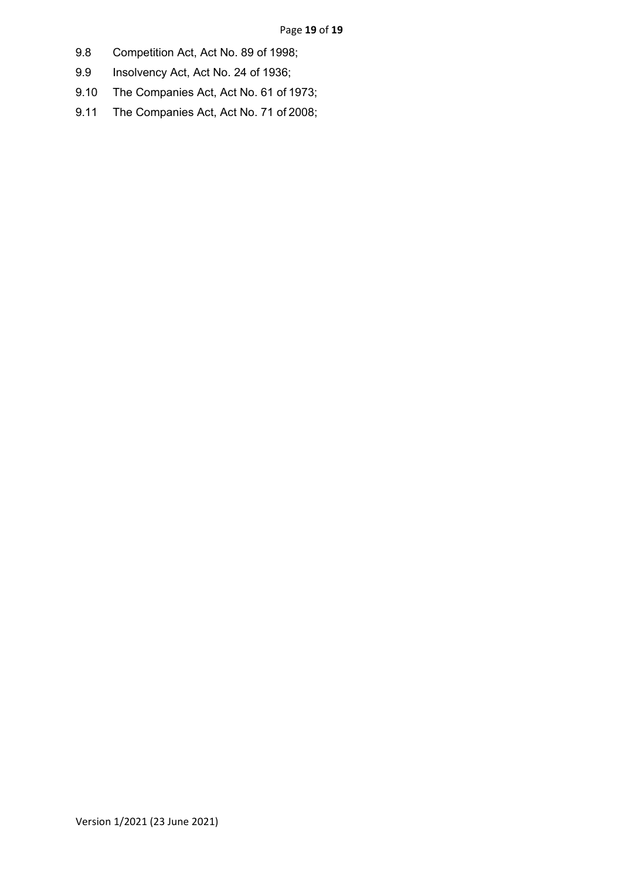9.8 Competition Act, Act No. 89 of 1998;

9.9 Insolvency Act, Act No. 24 of 1936;

9.10 The Companies Act, Act No. 61 of 1973;

9.11 The Companies Act, Act No. 71 of 2008;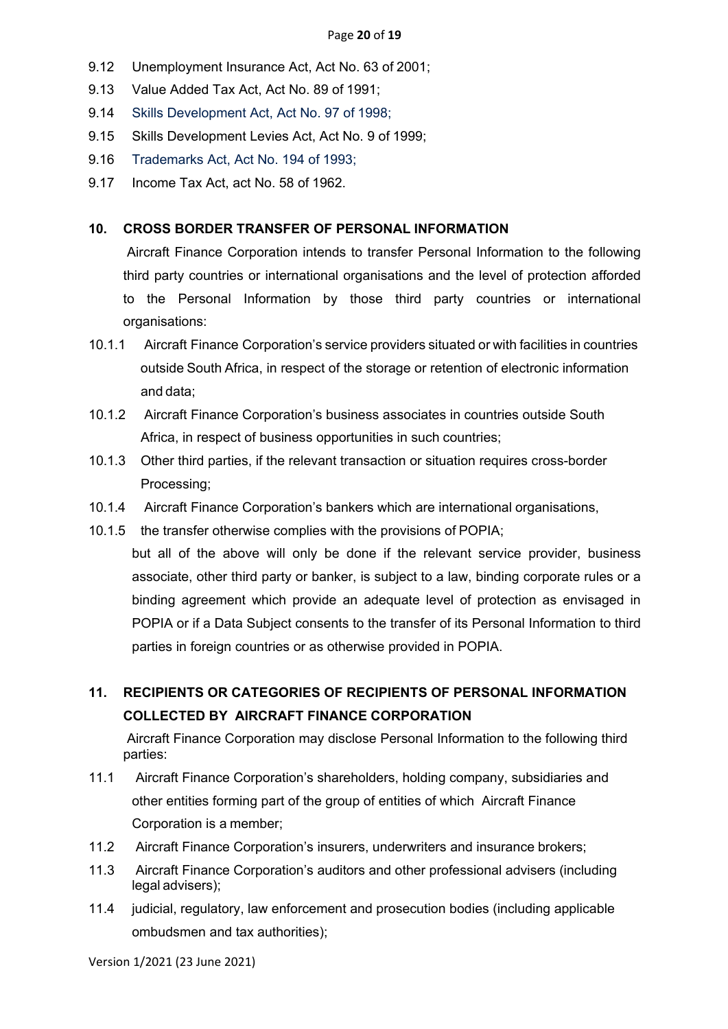9.12 Unemployment Insurance Act, Act No. 63 of 2001;

9.13 Value Added Tax Act, Act No. 89 of 1991;

9.14 Skills Development Act, Act No. 97 of 1998;

9.15 Skills Development Levies Act, Act No. 9 of 1999;

9.16 Trademarks Act, Act No. 194 of 1993;

9.17 Income Tax Act, act No. 58 of 1962.

## 10. CROSS BORDER TRANSFER OF PERSONAL INFORMATION

Aircraft Finance Corporation intends to transfer Personal Information to the following third party countries or international organisations and the level of protection afforded to the Personal Information by those third party countries or international organisations:

10.1.1 Aircraft Finance Corporation's service providers situated or with facilities in countries outside South Africa, in respect of the storage or retention of electronic information and data;

10.1.2 Aircraft Finance Corporation's business associates in countries outside South Africa, in respect of business opportunities in such countries;

10.1.3 Other third parties, if the relevant transaction or situation requires cross-border Processing;

10.1.4 Aircraft Finance Corporation's bankers which are international organisations,

10.1.5 the transfer otherwise complies with the provisions of POPIA;

but all of the above will only be done if the relevant service provider, business associate, other third party or banker, is subject to a law, binding corporate rules or a binding agreement which provide an adequate level of protection as envisaged in POPIA or if a Data Subject consents to the transfer of its Personal Information to third parties in foreign countries or as otherwise provided in POPIA.

## 11. RECIPIENTS OR CATEGORIES OF RECIPIENTS OF PERSONAL INFORMATION COLLECTED BY AIRCRAFT FINANCE CORPORATION

Aircraft Finance Corporation may disclose Personal Information to the following third parties:

11.1 Aircraft Finance Corporation's shareholders, holding company, subsidiaries and other entities forming part of the group of entities of which Aircraft Finance Corporation is a member;

11.2 Aircraft Finance Corporation's insurers, underwriters and insurance brokers;

11.3 Aircraft Finance Corporation's auditors and other professional advisers (including legal advisers);

11.4 judicial, regulatory, law enforcement and prosecution bodies (including applicable ombudsmen and tax authorities);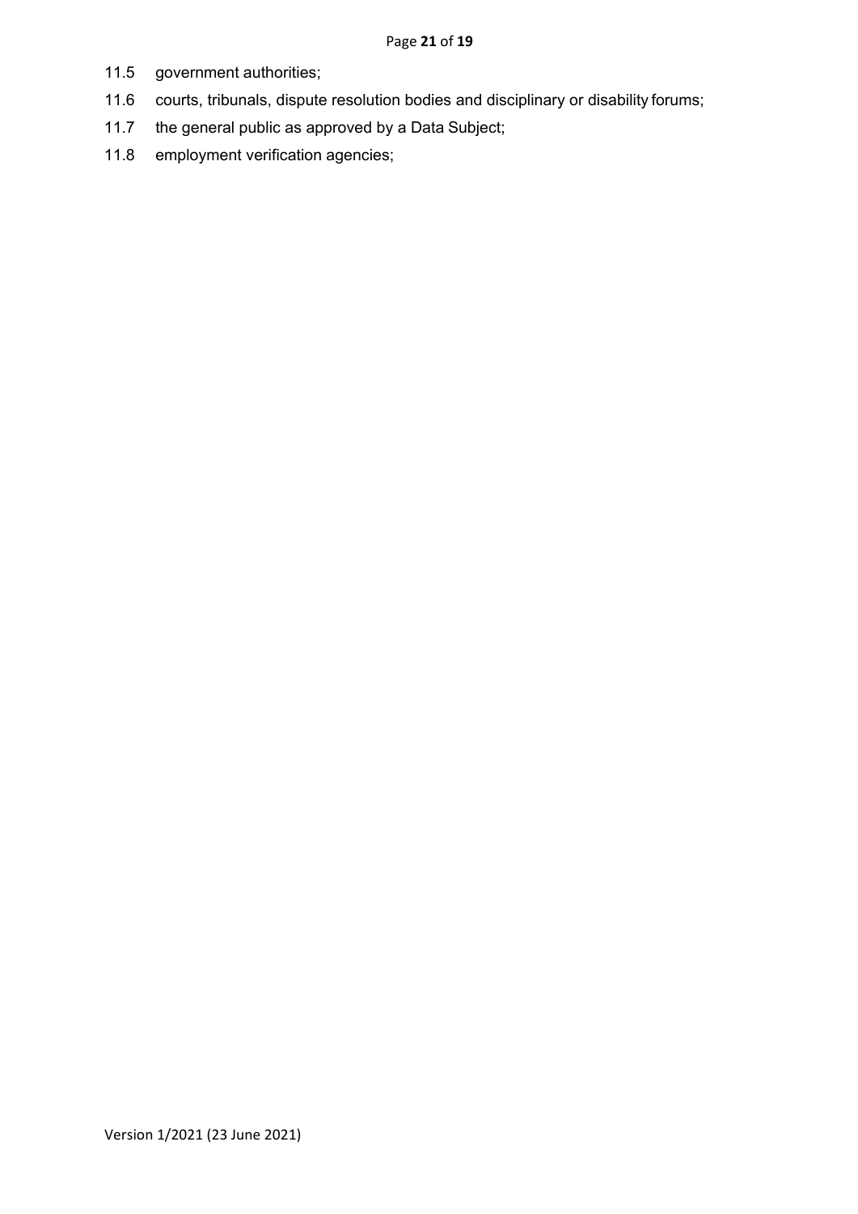11.5 government authorities;

11.6 courts, tribunals, dispute resolution bodies and disciplinary or disability forums;

11.7 the general public as approved by a Data Subject;

11.8 employment verification agencies;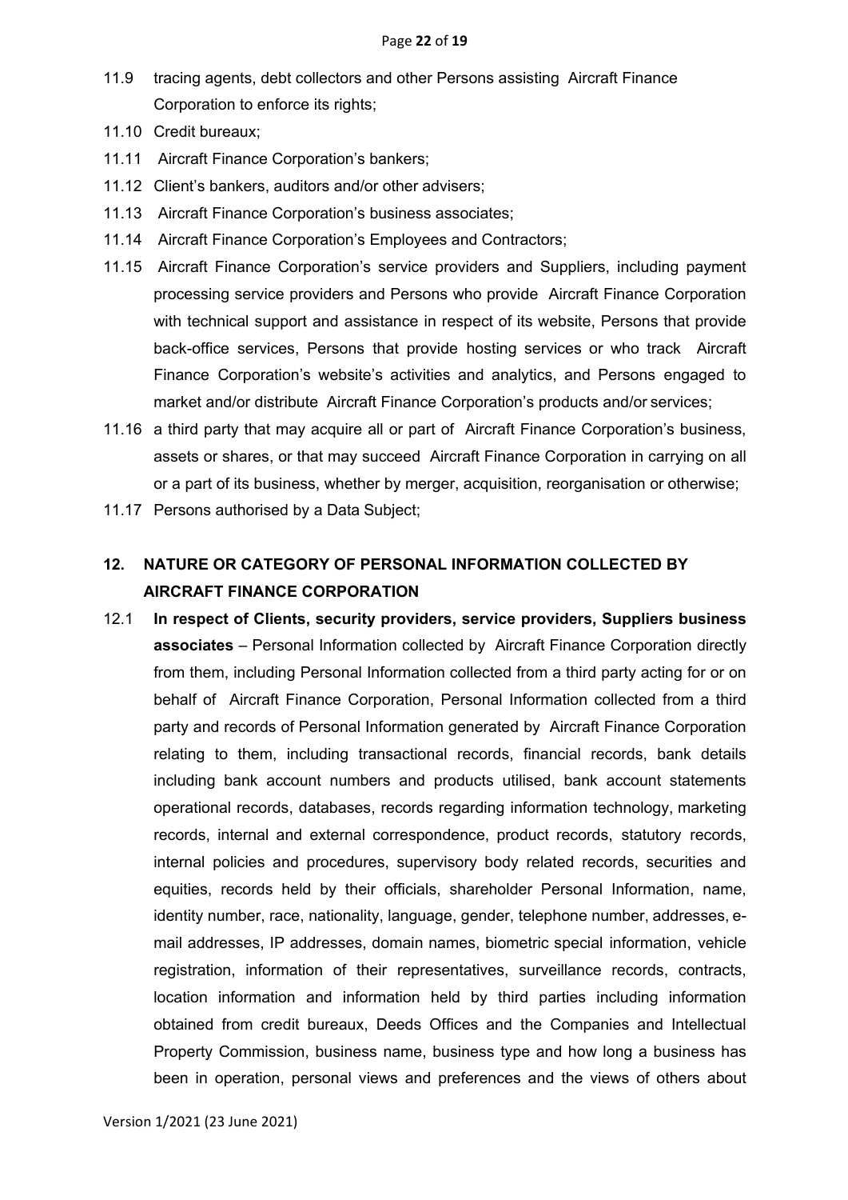11.9 tracing agents, debt collectors and other Persons assisting Aircraft Finance Corporation to enforce its rights;

11.10 Credit bureaux;

11.11 Aircraft Finance Corporation's bankers;

11.12 Client's bankers, auditors and/or other advisers;

11.13 Aircraft Finance Corporation's business associates;

11.14 Aircraft Finance Corporation's Employees and Contractors;

11.15 Aircraft Finance Corporation's service providers and Suppliers, including payment processing service providers and Persons who provide Aircraft Finance Corporation with technical support and assistance in respect of its website, Persons that provide back-office services, Persons that provide hosting services or who track Aircraft Finance Corporation's website's activities and analytics, and Persons engaged to market and/or distribute Aircraft Finance Corporation's products and/or services;

11.16 a third party that may acquire all or part of Aircraft Finance Corporation's business, assets or shares, or that may succeed Aircraft Finance Corporation in carrying on all or a part of its business, whether by merger, acquisition, reorganisation or otherwise;

11.17 Persons authorised by a Data Subject;

## 12. NATURE OR CATEGORY OF PERSONAL INFORMATION COLLECTED BY AIRCRAFT FINANCE CORPORATION

12.1 **In respect of Clients, security providers, service providers, Suppliers business associates** – Personal Information collected by Aircraft Finance Corporation directly from them, including Personal Information collected from a third party acting for or on behalf of Aircraft Finance Corporation, Personal Information collected from a third party and records of Personal Information generated by Aircraft Finance Corporation relating to them, including transactional records, financial records, bank details including bank account numbers and products utilised, bank account statements operational records, databases, records regarding information technology, marketing records, internal and external correspondence, product records, statutory records, internal policies and procedures, supervisory body related records, securities and equities, records held by their officials, shareholder Personal Information, name, identity number, race, nationality, language, gender, telephone number, addresses, e-mail addresses, IP addresses, domain names, biometric special information, vehicle registration, information of their representatives, surveillance records, contracts, location information and information held by third parties including information obtained from credit bureaux, Deeds Offices and the Companies and Intellectual Property Commission, business name, business type and how long a business has been in operation, personal views and preferences and the views of others about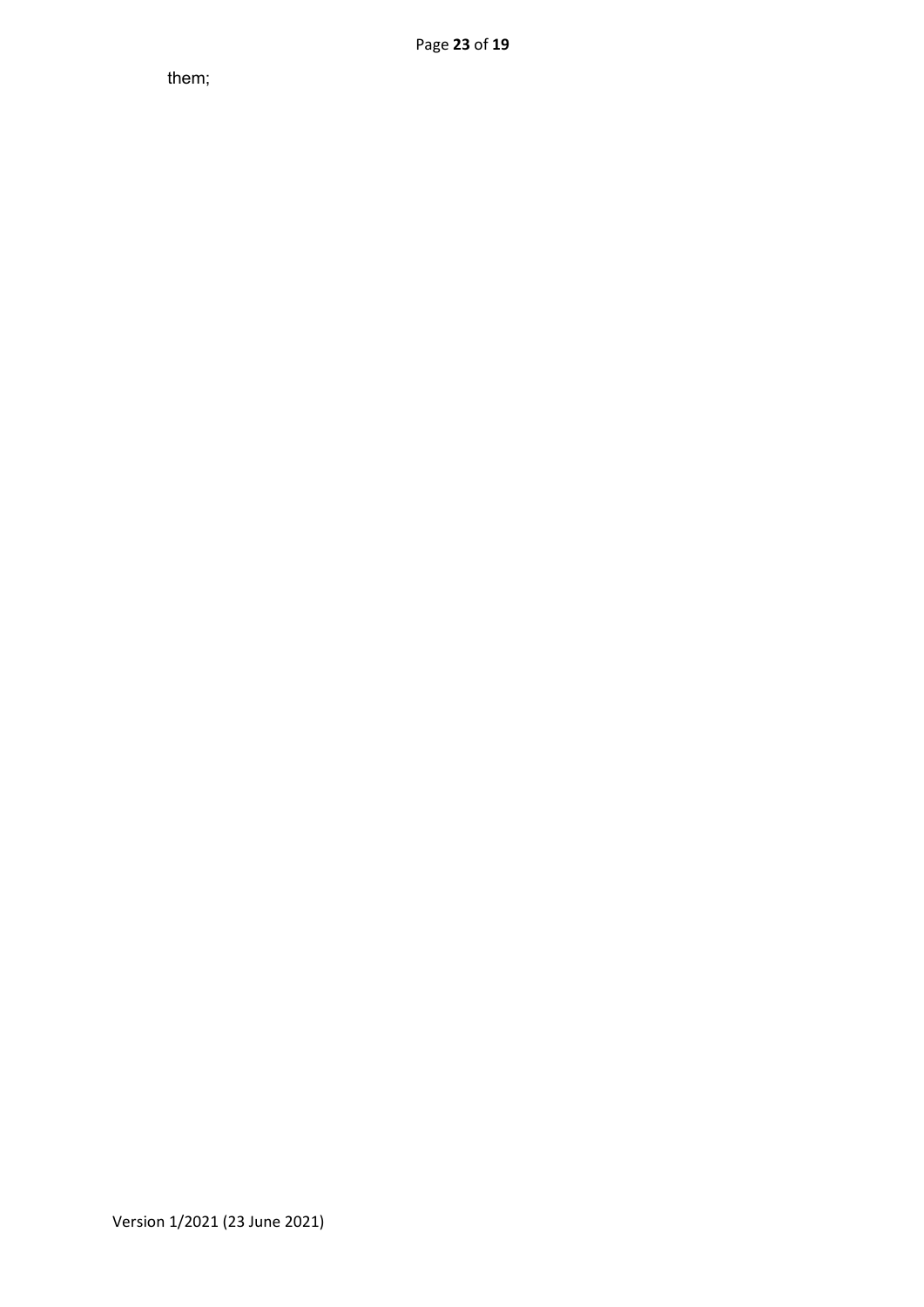them;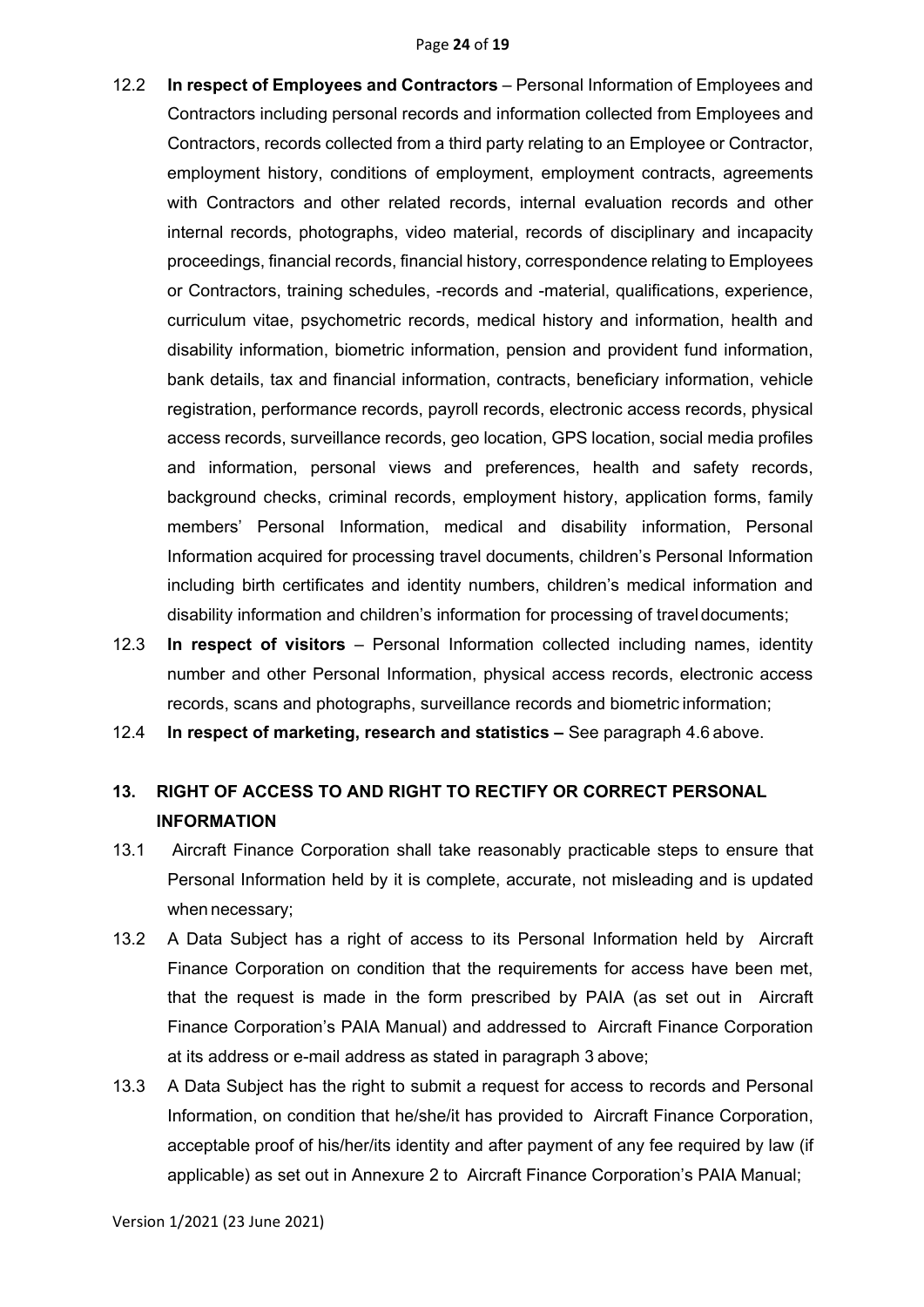12.2 **In respect of Employees and Contractors** – Personal Information of Employees and Contractors including personal records and information collected from Employees and Contractors, records collected from a third party relating to an Employee or Contractor, employment history, conditions of employment, employment contracts, agreements with Contractors and other related records, internal evaluation records and other internal records, photographs, video material, records of disciplinary and incapacity proceedings, financial records, financial history, correspondence relating to Employees or Contractors, training schedules, -records and -material, qualifications, experience, curriculum vitae, psychometric records, medical history and information, health and disability information, biometric information, pension and provident fund information, bank details, tax and financial information, contracts, beneficiary information, vehicle registration, performance records, payroll records, electronic access records, physical access records, surveillance records, geo location, GPS location, social media profiles and information, personal views and preferences, health and safety records, background checks, criminal records, employment history, application forms, family members' Personal Information, medical and disability information, Personal Information acquired for processing travel documents, children's Personal Information including birth certificates and identity numbers, children's medical information and disability information and children's information for processing of travel documents;

12.3 **In respect of visitors** – Personal Information collected including names, identity number and other Personal Information, physical access records, electronic access records, scans and photographs, surveillance records and biometric information;

12.4 **In respect of marketing, research and statistics –** See paragraph 4.6 above.

## 13. RIGHT OF ACCESS TO AND RIGHT TO RECTIFY OR CORRECT PERSONAL INFORMATION

13.1 Aircraft Finance Corporation shall take reasonably practicable steps to ensure that Personal Information held by it is complete, accurate, not misleading and is updated when necessary;

13.2 A Data Subject has a right of access to its Personal Information held by Aircraft Finance Corporation on condition that the requirements for access have been met, that the request is made in the form prescribed by PAIA (as set out in Aircraft Finance Corporation's PAIA Manual) and addressed to Aircraft Finance Corporation at its address or e-mail address as stated in paragraph 3 above;

13.3 A Data Subject has the right to submit a request for access to records and Personal Information, on condition that he/she/it has provided to Aircraft Finance Corporation, acceptable proof of his/her/its identity and after payment of any fee required by law (if applicable) as set out in Annexure 2 to Aircraft Finance Corporation's PAIA Manual;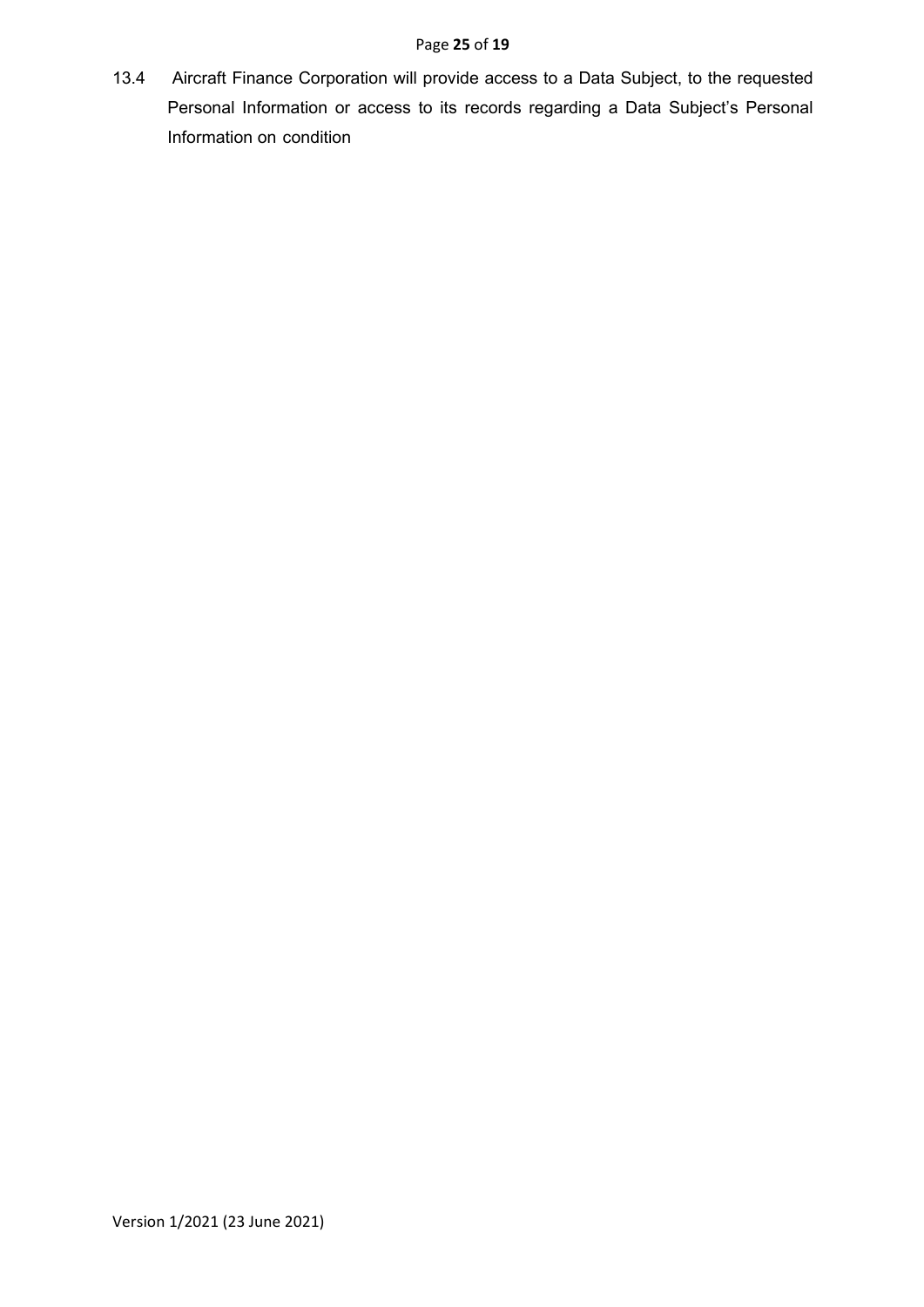13.4 Aircraft Finance Corporation will provide access to a Data Subject, to the requested Personal Information or access to its records regarding a Data Subject's Personal Information on condition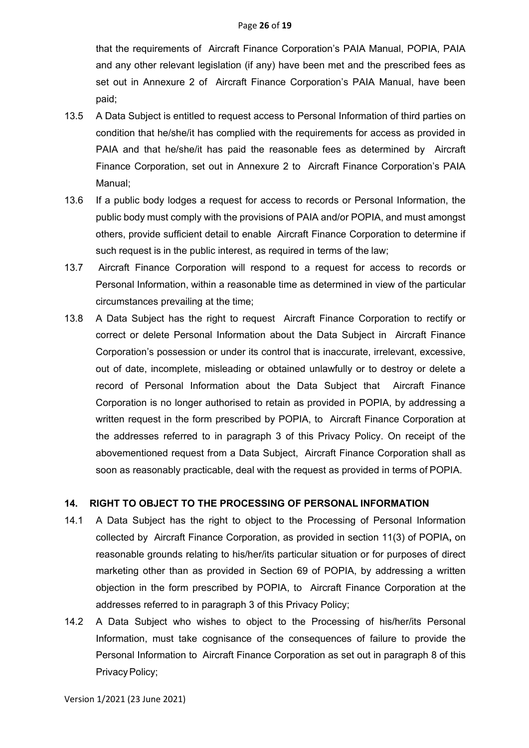that the requirements of Aircraft Finance Corporation's PAIA Manual, POPIA, PAIA and any other relevant legislation (if any) have been met and the prescribed fees as set out in Annexure 2 of Aircraft Finance Corporation's PAIA Manual, have been paid;

13.5 A Data Subject is entitled to request access to Personal Information of third parties on condition that he/she/it has complied with the requirements for access as provided in PAIA and that he/she/it has paid the reasonable fees as determined by Aircraft Finance Corporation, set out in Annexure 2 to Aircraft Finance Corporation's PAIA Manual;

13.6 If a public body lodges a request for access to records or Personal Information, the public body must comply with the provisions of PAIA and/or POPIA, and must amongst others, provide sufficient detail to enable Aircraft Finance Corporation to determine if such request is in the public interest, as required in terms of the law;

13.7 Aircraft Finance Corporation will respond to a request for access to records or Personal Information, within a reasonable time as determined in view of the particular circumstances prevailing at the time;

13.8 A Data Subject has the right to request Aircraft Finance Corporation to rectify or correct or delete Personal Information about the Data Subject in Aircraft Finance Corporation's possession or under its control that is inaccurate, irrelevant, excessive, out of date, incomplete, misleading or obtained unlawfully or to destroy or delete a record of Personal Information about the Data Subject that Aircraft Finance Corporation is no longer authorised to retain as provided in POPIA, by addressing a written request in the form prescribed by POPIA, to Aircraft Finance Corporation at the addresses referred to in paragraph 3 of this Privacy Policy. On receipt of the abovementioned request from a Data Subject, Aircraft Finance Corporation shall as soon as reasonably practicable, deal with the request as provided in terms of POPIA.

## 14. RIGHT TO OBJECT TO THE PROCESSING OF PERSONAL INFORMATION

14.1 A Data Subject has the right to object to the Processing of Personal Information collected by Aircraft Finance Corporation, as provided in section 11(3) of POPIA**,** on reasonable grounds relating to his/her/its particular situation or for purposes of direct marketing other than as provided in Section 69 of POPIA, by addressing a written objection in the form prescribed by POPIA, to Aircraft Finance Corporation at the addresses referred to in paragraph 3 of this Privacy Policy;

14.2 A Data Subject who wishes to object to the Processing of his/her/its Personal Information, must take cognisance of the consequences of failure to provide the Personal Information to Aircraft Finance Corporation as set out in paragraph 8 of this Privacy Policy;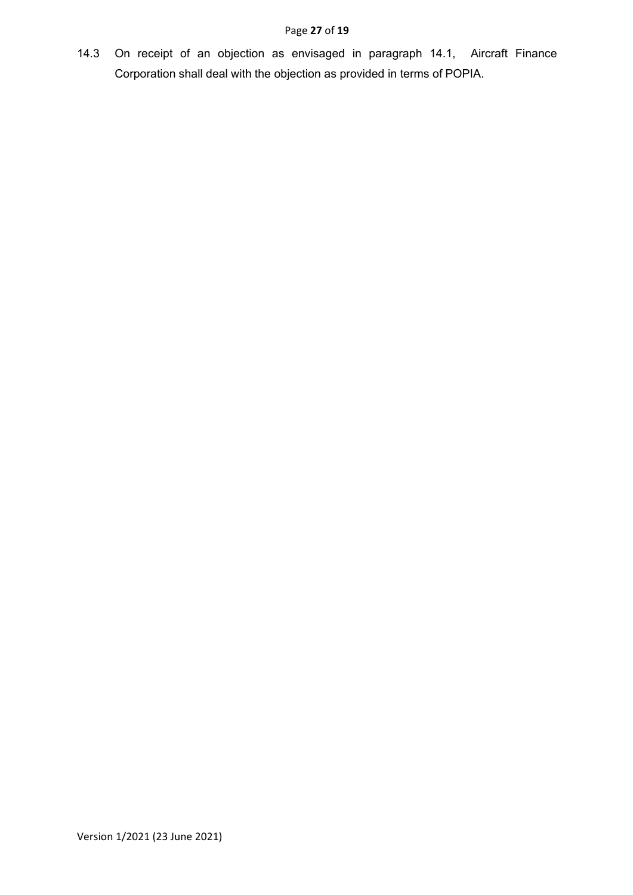14.3 On receipt of an objection as envisaged in paragraph 14.1, Aircraft Finance Corporation shall deal with the objection as provided in terms of POPIA.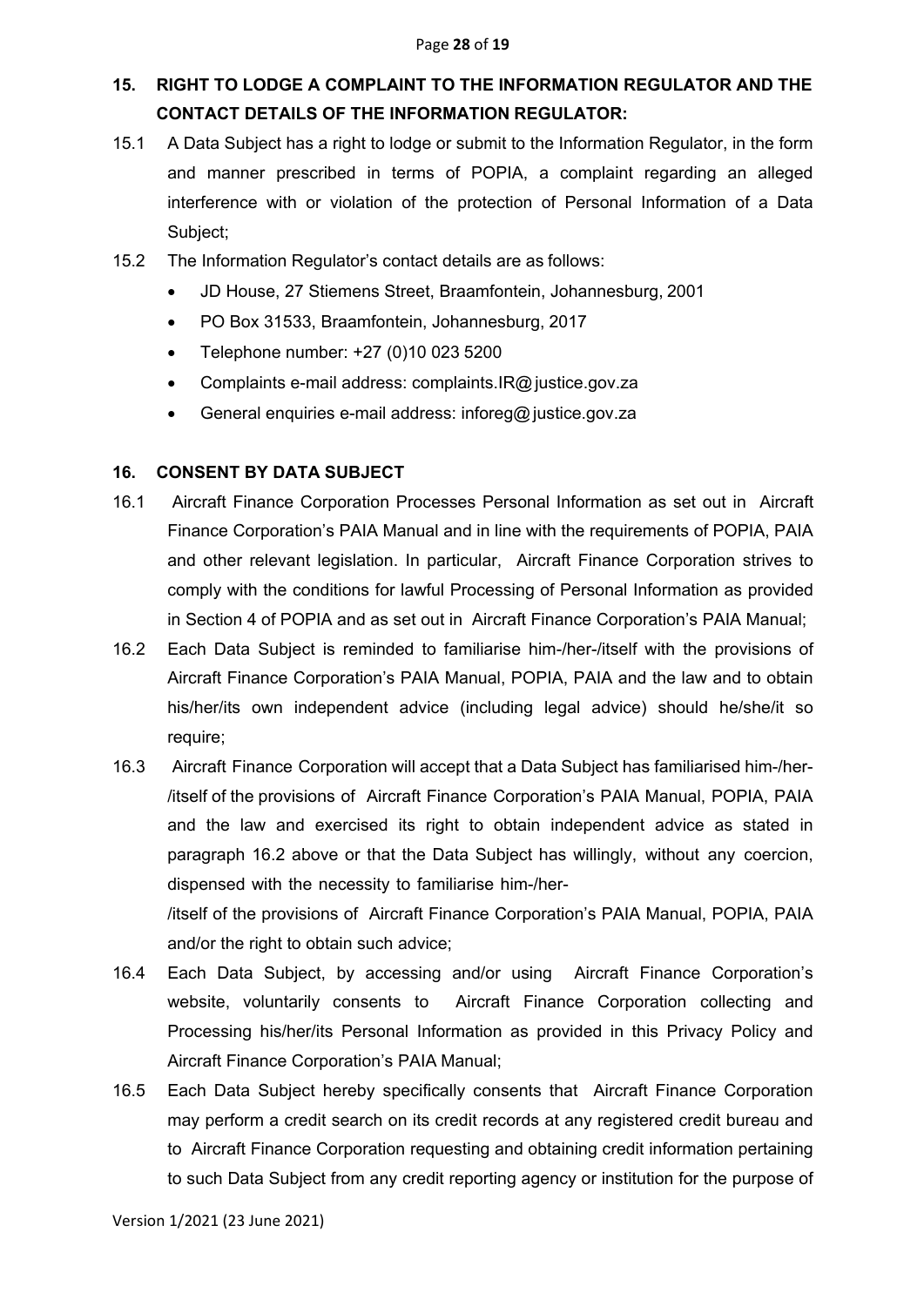## 15. RIGHT TO LODGE A COMPLAINT TO THE INFORMATION REGULATOR AND THE CONTACT DETAILS OF THE INFORMATION REGULATOR:

15.1 A Data Subject has a right to lodge or submit to the Information Regulator, in the form and manner prescribed in terms of POPIA, a complaint regarding an alleged interference with or violation of the protection of Personal Information of a Data Subject;

15.2 The Information Regulator's contact details are as follows:

- JD House, 27 Stiemens Street, Braamfontein, Johannesburg, 2001
- PO Box 31533, Braamfontein, Johannesburg, 2017
- Telephone number: +27 (0)10 023 5200
- Complaints e-mail address: complaints.IR@justice.gov.za
- General enquiries e-mail address: inforeg@justice.gov.za

## 16. CONSENT BY DATA SUBJECT

16.1 Aircraft Finance Corporation Processes Personal Information as set out in Aircraft Finance Corporation's PAIA Manual and in line with the requirements of POPIA, PAIA and other relevant legislation. In particular, Aircraft Finance Corporation strives to comply with the conditions for lawful Processing of Personal Information as provided in Section 4 of POPIA and as set out in Aircraft Finance Corporation's PAIA Manual;

16.2 Each Data Subject is reminded to familiarise him-/her-/itself with the provisions of Aircraft Finance Corporation's PAIA Manual, POPIA, PAIA and the law and to obtain his/her/its own independent advice (including legal advice) should he/she/it so require;

16.3 Aircraft Finance Corporation will accept that a Data Subject has familiarised him-/her-/itself of the provisions of Aircraft Finance Corporation's PAIA Manual, POPIA, PAIA and the law and exercised its right to obtain independent advice as stated in paragraph 16.2 above or that the Data Subject has willingly, without any coercion, dispensed with the necessity to familiarise him-/her-/itself of the provisions of Aircraft Finance Corporation's PAIA Manual, POPIA, PAIA and/or the right to obtain such advice;

16.4 Each Data Subject, by accessing and/or using Aircraft Finance Corporation's website, voluntarily consents to Aircraft Finance Corporation collecting and Processing his/her/its Personal Information as provided in this Privacy Policy and Aircraft Finance Corporation's PAIA Manual;

16.5 Each Data Subject hereby specifically consents that Aircraft Finance Corporation may perform a credit search on its credit records at any registered credit bureau and to Aircraft Finance Corporation requesting and obtaining credit information pertaining to such Data Subject from any credit reporting agency or institution for the purpose of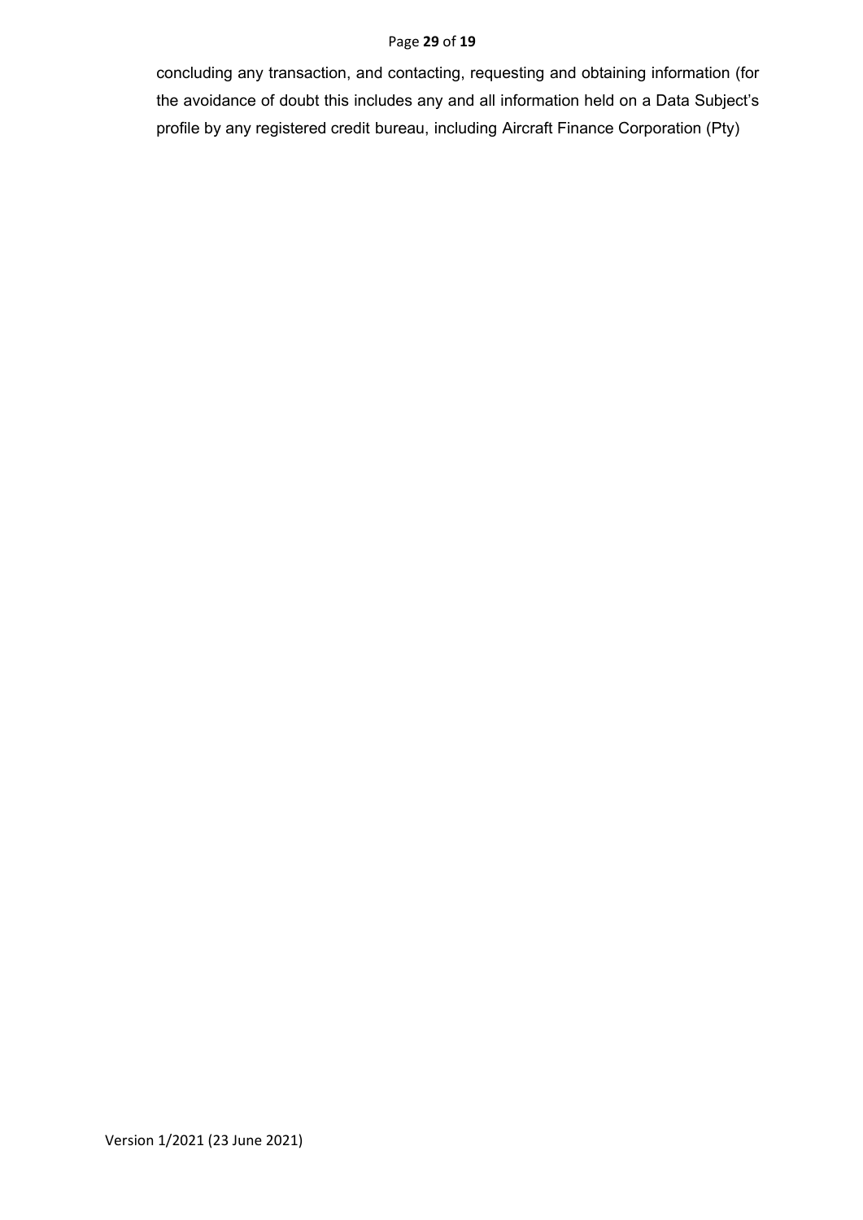concluding any transaction, and contacting, requesting and obtaining information (for the avoidance of doubt this includes any and all information held on a Data Subject's profile by any registered credit bureau, including Aircraft Finance Corporation (Pty)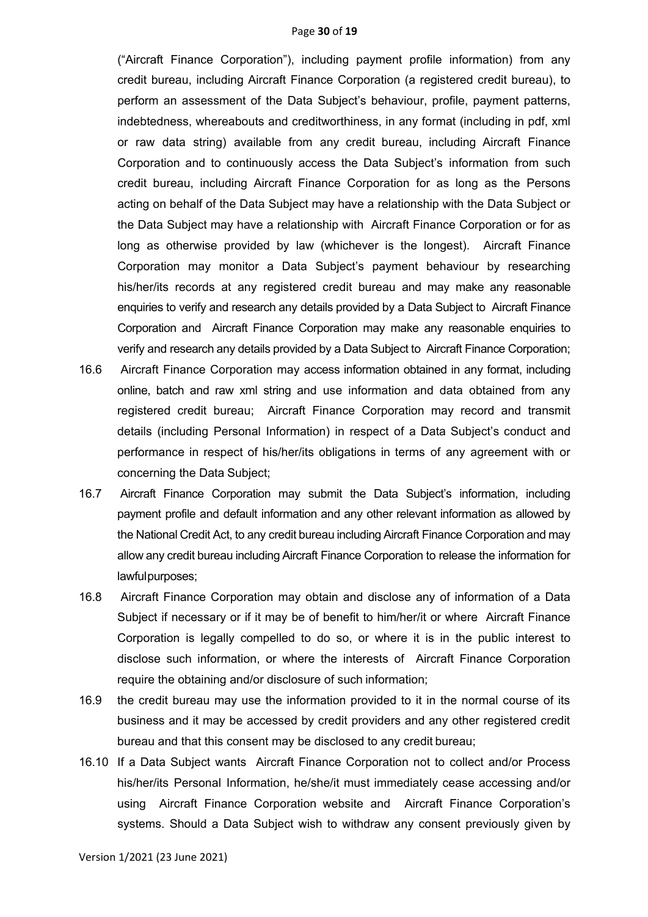("Aircraft Finance Corporation"), including payment profile information) from any credit bureau, including Aircraft Finance Corporation (a registered credit bureau), to perform an assessment of the Data Subject's behaviour, profile, payment patterns, indebtedness, whereabouts and creditworthiness, in any format (including in pdf, xml or raw data string) available from any credit bureau, including Aircraft Finance Corporation and to continuously access the Data Subject's information from such credit bureau, including Aircraft Finance Corporation for as long as the Persons acting on behalf of the Data Subject may have a relationship with the Data Subject or the Data Subject may have a relationship with Aircraft Finance Corporation or for as long as otherwise provided by law (whichever is the longest). Aircraft Finance Corporation may monitor a Data Subject's payment behaviour by researching his/her/its records at any registered credit bureau and may make any reasonable enquiries to verify and research any details provided by a Data Subject to Aircraft Finance Corporation and Aircraft Finance Corporation may make any reasonable enquiries to verify and research any details provided by a Data Subject to Aircraft Finance Corporation;

16.6 Aircraft Finance Corporation may access information obtained in any format, including online, batch and raw xml string and use information and data obtained from any registered credit bureau; Aircraft Finance Corporation may record and transmit details (including Personal Information) in respect of a Data Subject's conduct and performance in respect of his/her/its obligations in terms of any agreement with or concerning the Data Subject;

16.7 Aircraft Finance Corporation may submit the Data Subject's information, including payment profile and default information and any other relevant information as allowed by the National Credit Act, to any credit bureau including Aircraft Finance Corporation and may allow any credit bureau including Aircraft Finance Corporation to release the information for lawful purposes;

16.8 Aircraft Finance Corporation may obtain and disclose any of information of a Data Subject if necessary or if it may be of benefit to him/her/it or where Aircraft Finance Corporation is legally compelled to do so, or where it is in the public interest to disclose such information, or where the interests of Aircraft Finance Corporation require the obtaining and/or disclosure of such information;

16.9 the credit bureau may use the information provided to it in the normal course of its business and it may be accessed by credit providers and any other registered credit bureau and that this consent may be disclosed to any credit bureau;

16.10 If a Data Subject wants Aircraft Finance Corporation not to collect and/or Process his/her/its Personal Information, he/she/it must immediately cease accessing and/or using Aircraft Finance Corporation website and Aircraft Finance Corporation's systems. Should a Data Subject wish to withdraw any consent previously given by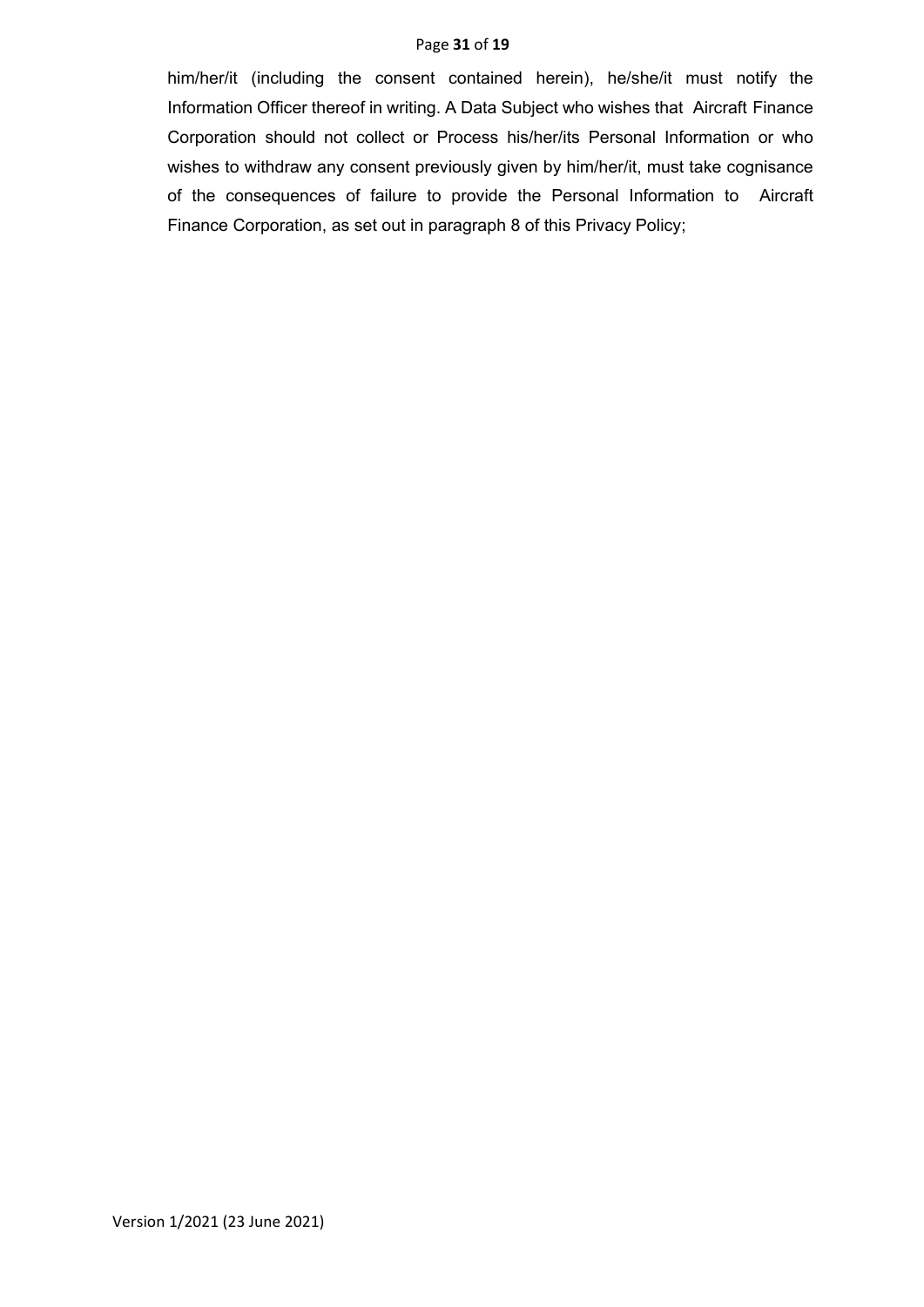him/her/it (including the consent contained herein), he/she/it must notify the Information Officer thereof in writing. A Data Subject who wishes that Aircraft Finance Corporation should not collect or Process his/her/its Personal Information or who wishes to withdraw any consent previously given by him/her/it, must take cognisance of the consequences of failure to provide the Personal Information to Aircraft Finance Corporation, as set out in paragraph 8 of this Privacy Policy;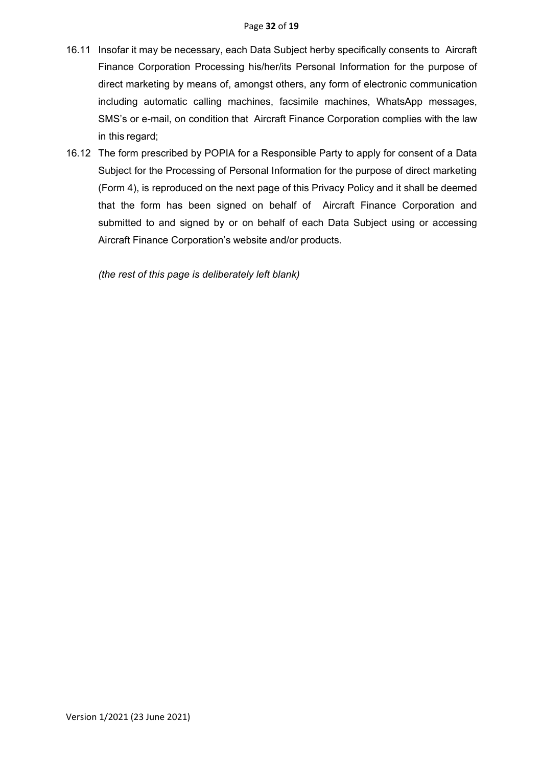16.11 Insofar it may be necessary, each Data Subject herby specifically consents to Aircraft Finance Corporation Processing his/her/its Personal Information for the purpose of direct marketing by means of, amongst others, any form of electronic communication including automatic calling machines, facsimile machines, WhatsApp messages, SMS's or e-mail, on condition that Aircraft Finance Corporation complies with the law in this regard;

16.12 The form prescribed by POPIA for a Responsible Party to apply for consent of a Data Subject for the Processing of Personal Information for the purpose of direct marketing (Form 4), is reproduced on the next page of this Privacy Policy and it shall be deemed that the form has been signed on behalf of Aircraft Finance Corporation and submitted to and signed by or on behalf of each Data Subject using or accessing Aircraft Finance Corporation's website and/or products.

*(the rest of this page is deliberately left blank)*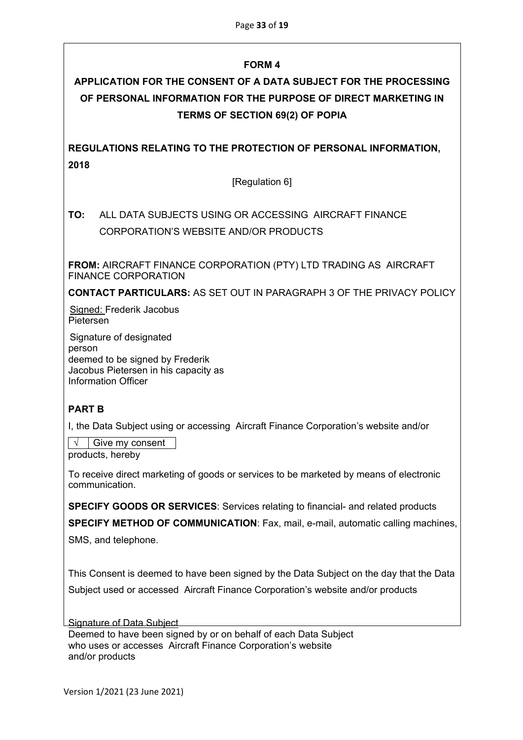**FORM 4**

**APPLICATION FOR THE CONSENT OF A DATA SUBJECT FOR THE PROCESSING OF PERSONAL INFORMATION FOR THE PURPOSE OF DIRECT MARKETING IN TERMS OF SECTION 69(2) OF POPIA**

**REGULATIONS RELATING TO THE PROTECTION OF PERSONAL INFORMATION, 2018**

[Regulation 6]

**TO:** ALL DATA SUBJECTS USING OR ACCESSING AIRCRAFT FINANCE CORPORATION'S WEBSITE AND/OR PRODUCTS

**FROM:** AIRCRAFT FINANCE CORPORATION (PTY) LTD TRADING AS AIRCRAFT FINANCE CORPORATION

**CONTACT PARTICULARS:** AS SET OUT IN PARAGRAPH 3 OF THE PRIVACY POLICY

Signed: Frederik Jacobus Pietersen

Signature of designated person
deemed to be signed by Frederik Jacobus Pietersen in his capacity as Information Officer

**PART B**

I, the Data Subject using or accessing Aircraft Finance Corporation's website and/or products, hereby

| √ | Give my consent |
|---|---|

To receive direct marketing of goods or services to be marketed by means of electronic communication.

**SPECIFY GOODS OR SERVICES**: Services relating to financial- and related products

**SPECIFY METHOD OF COMMUNICATION**: Fax, mail, e-mail, automatic calling machines, SMS, and telephone.

This Consent is deemed to have been signed by the Data Subject on the day that the Data Subject used or accessed Aircraft Finance Corporation's website and/or products

Signature of Data Subject
Deemed to have been signed by or on behalf of each Data Subject who uses or accesses Aircraft Finance Corporation's website and/or products

Version 1/2021 (23 June 2021)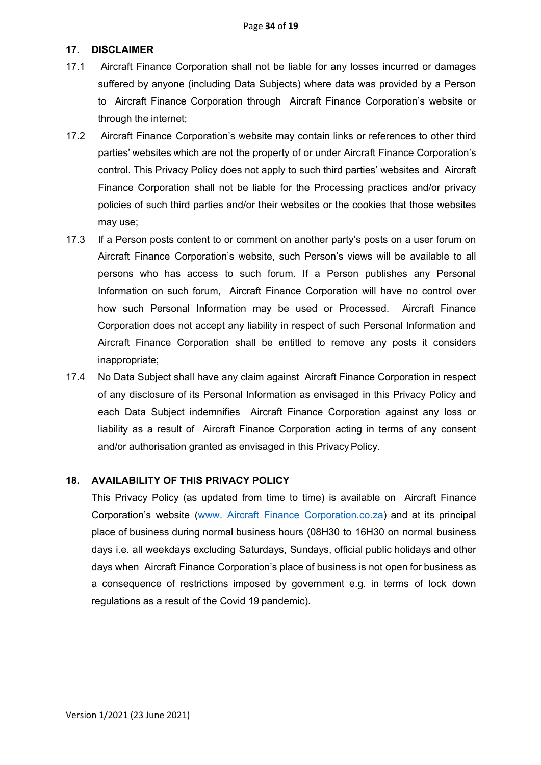## 17. DISCLAIMER

17.1 Aircraft Finance Corporation shall not be liable for any losses incurred or damages suffered by anyone (including Data Subjects) where data was provided by a Person to Aircraft Finance Corporation through Aircraft Finance Corporation's website or through the internet;

17.2 Aircraft Finance Corporation's website may contain links or references to other third parties' websites which are not the property of or under Aircraft Finance Corporation's control. This Privacy Policy does not apply to such third parties' websites and Aircraft Finance Corporation shall not be liable for the Processing practices and/or privacy policies of such third parties and/or their websites or the cookies that those websites may use;

17.3 If a Person posts content to or comment on another party's posts on a user forum on Aircraft Finance Corporation's website, such Person's views will be available to all persons who has access to such forum. If a Person publishes any Personal Information on such forum, Aircraft Finance Corporation will have no control over how such Personal Information may be used or Processed. Aircraft Finance Corporation does not accept any liability in respect of such Personal Information and Aircraft Finance Corporation shall be entitled to remove any posts it considers inappropriate;

17.4 No Data Subject shall have any claim against Aircraft Finance Corporation in respect of any disclosure of its Personal Information as envisaged in this Privacy Policy and each Data Subject indemnifies Aircraft Finance Corporation against any loss or liability as a result of Aircraft Finance Corporation acting in terms of any consent and/or authorisation granted as envisaged in this Privacy Policy.

## 18. AVAILABILITY OF THIS PRIVACY POLICY

This Privacy Policy (as updated from time to time) is available on Aircraft Finance Corporation's website (www. Aircraft Finance Corporation.co.za) and at its principal place of business during normal business hours (08H30 to 16H30 on normal business days i.e. all weekdays excluding Saturdays, Sundays, official public holidays and other days when Aircraft Finance Corporation's place of business is not open for business as a consequence of restrictions imposed by government e.g. in terms of lock down regulations as a result of the Covid 19 pandemic).